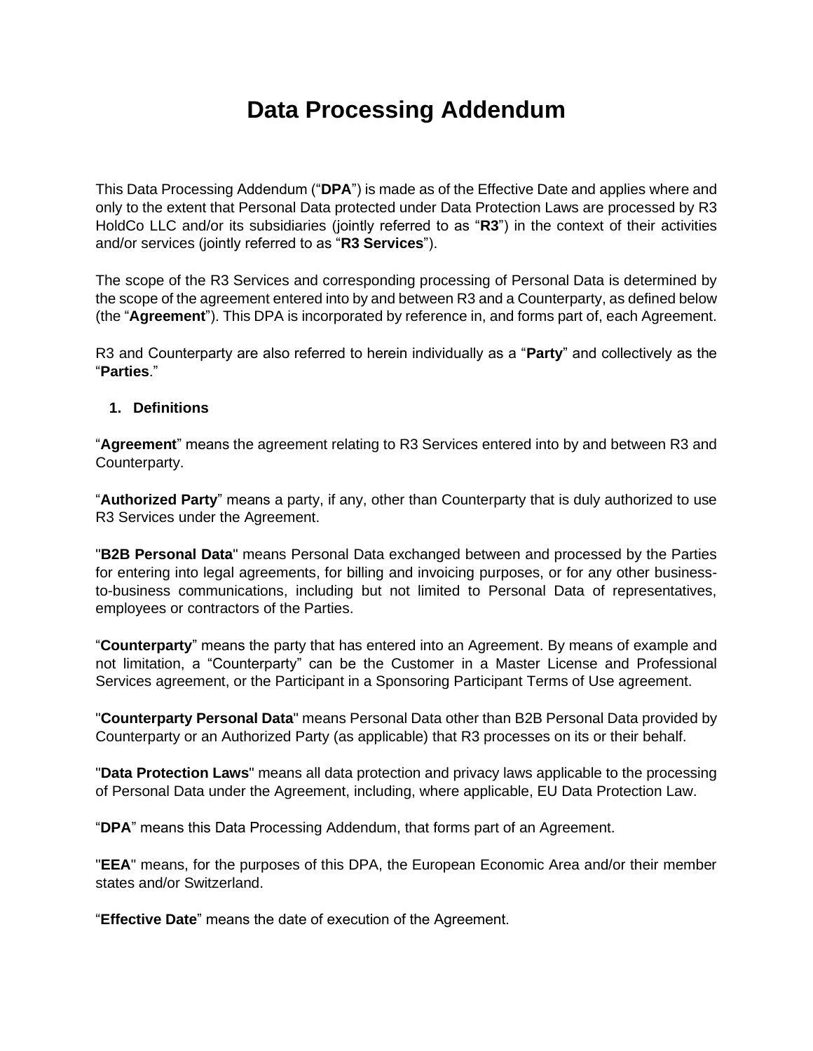# Data Processing Addendum

This Data Processing Addendum ("**DPA**") is made as of the Effective Date and applies where and only to the extent that Personal Data protected under Data Protection Laws are processed by R3 HoldCo LLC and/or its subsidiaries (jointly referred to as "**R3**") in the context of their activities and/or services (jointly referred to as "**R3 Services**").

The scope of the R3 Services and corresponding processing of Personal Data is determined by the scope of the agreement entered into by and between R3 and a Counterparty, as defined below (the "**Agreement**"). This DPA is incorporated by reference in, and forms part of, each Agreement.

R3 and Counterparty are also referred to herein individually as a "**Party**" and collectively as the "**Parties**."

1. **Definitions**

"**Agreement**" means the agreement relating to R3 Services entered into by and between R3 and Counterparty.

"**Authorized Party**" means a party, if any, other than Counterparty that is duly authorized to use R3 Services under the Agreement.

"**B2B Personal Data**" means Personal Data exchanged between and processed by the Parties for entering into legal agreements, for billing and invoicing purposes, or for any other business-to-business communications, including but not limited to Personal Data of representatives, employees or contractors of the Parties.

"**Counterparty**" means the party that has entered into an Agreement. By means of example and not limitation, a "Counterparty" can be the Customer in a Master License and Professional Services agreement, or the Participant in a Sponsoring Participant Terms of Use agreement.

"**Counterparty Personal Data**" means Personal Data other than B2B Personal Data provided by Counterparty or an Authorized Party (as applicable) that R3 processes on its or their behalf.

"**Data Protection Laws**" means all data protection and privacy laws applicable to the processing of Personal Data under the Agreement, including, where applicable, EU Data Protection Law.

"**DPA**" means this Data Processing Addendum, that forms part of an Agreement.

"**EEA**" means, for the purposes of this DPA, the European Economic Area and/or their member states and/or Switzerland.

"**Effective Date**" means the date of execution of the Agreement.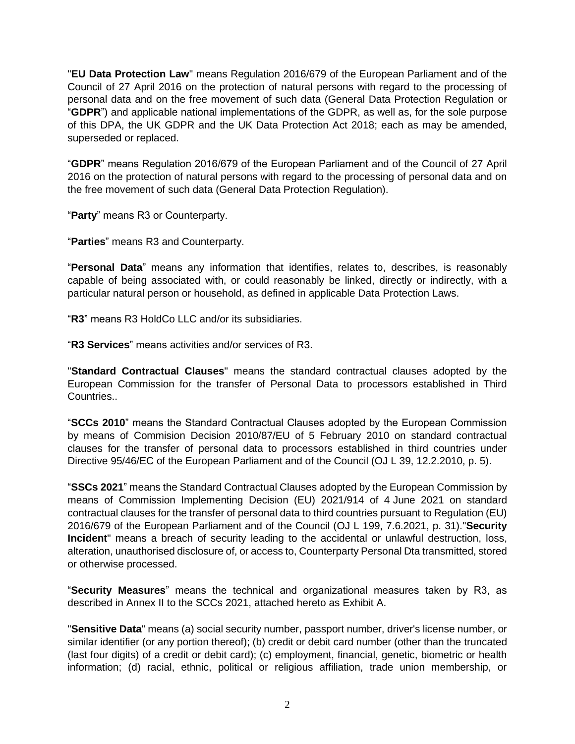"**EU Data Protection Law**" means Regulation 2016/679 of the European Parliament and of the Council of 27 April 2016 on the protection of natural persons with regard to the processing of personal data and on the free movement of such data (General Data Protection Regulation or "**GDPR**") and applicable national implementations of the GDPR, as well as, for the sole purpose of this DPA, the UK GDPR and the UK Data Protection Act 2018; each as may be amended, superseded or replaced.

"**GDPR**" means Regulation 2016/679 of the European Parliament and of the Council of 27 April 2016 on the protection of natural persons with regard to the processing of personal data and on the free movement of such data (General Data Protection Regulation).

"**Party**" means R3 or Counterparty.

"**Parties**" means R3 and Counterparty.

"**Personal Data**" means any information that identifies, relates to, describes, is reasonably capable of being associated with, or could reasonably be linked, directly or indirectly, with a particular natural person or household, as defined in applicable Data Protection Laws.

"**R3**" means R3 HoldCo LLC and/or its subsidiaries.

"**R3 Services**" means activities and/or services of R3.

"**Standard Contractual Clauses**" means the standard contractual clauses adopted by the European Commission for the transfer of Personal Data to processors established in Third Countries..

"**SCCs 2010**" means the Standard Contractual Clauses adopted by the European Commission by means of Commision Decision 2010/87/EU of 5 February 2010 on standard contractual clauses for the transfer of personal data to processors established in third countries under Directive 95/46/EC of the European Parliament and of the Council (OJ L 39, 12.2.2010, p. 5).

"**SSCs 2021**" means the Standard Contractual Clauses adopted by the European Commission by means of Commission Implementing Decision (EU) 2021/914 of 4 June 2021 on standard contractual clauses for the transfer of personal data to third countries pursuant to Regulation (EU) 2016/679 of the European Parliament and of the Council (OJ L 199, 7.6.2021, p. 31)."**Security Incident**" means a breach of security leading to the accidental or unlawful destruction, loss, alteration, unauthorised disclosure of, or access to, Counterparty Personal Dta transmitted, stored or otherwise processed.

"**Security Measures**" means the technical and organizational measures taken by R3, as described in Annex II to the SCCs 2021, attached hereto as Exhibit A.

"**Sensitive Data**" means (a) social security number, passport number, driver's license number, or similar identifier (or any portion thereof); (b) credit or debit card number (other than the truncated (last four digits) of a credit or debit card); (c) employment, financial, genetic, biometric or health information; (d) racial, ethnic, political or religious affiliation, trade union membership, or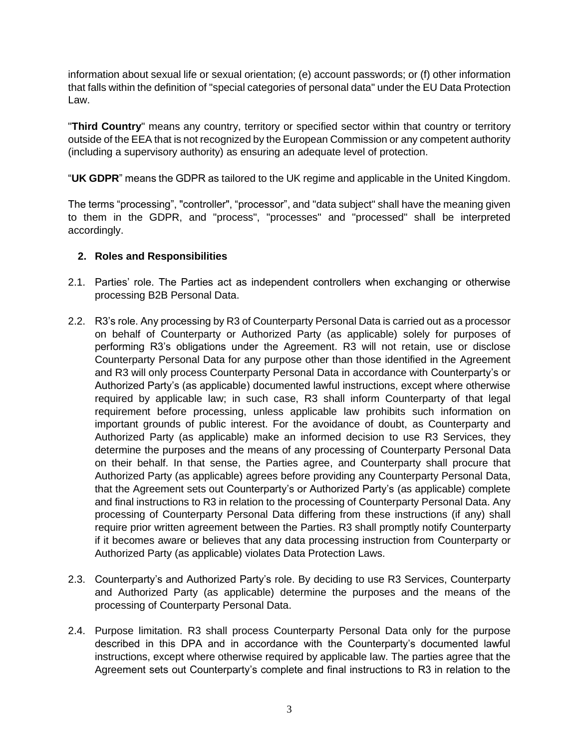information about sexual life or sexual orientation; (e) account passwords; or (f) other information that falls within the definition of "special categories of personal data" under the EU Data Protection Law.

"**Third Country**" means any country, territory or specified sector within that country or territory outside of the EEA that is not recognized by the European Commission or any competent authority (including a supervisory authority) as ensuring an adequate level of protection.

"**UK GDPR**" means the GDPR as tailored to the UK regime and applicable in the United Kingdom.

The terms "processing", "controller", "processor", and "data subject" shall have the meaning given to them in the GDPR, and "process", "processes" and "processed" shall be interpreted accordingly.

## 2. Roles and Responsibilities

2.1. Parties' role. The Parties act as independent controllers when exchanging or otherwise processing B2B Personal Data.

2.2. R3's role. Any processing by R3 of Counterparty Personal Data is carried out as a processor on behalf of Counterparty or Authorized Party (as applicable) solely for purposes of performing R3's obligations under the Agreement. R3 will not retain, use or disclose Counterparty Personal Data for any purpose other than those identified in the Agreement and R3 will only process Counterparty Personal Data in accordance with Counterparty's or Authorized Party's (as applicable) documented lawful instructions, except where otherwise required by applicable law; in such case, R3 shall inform Counterparty of that legal requirement before processing, unless applicable law prohibits such information on important grounds of public interest. For the avoidance of doubt, as Counterparty and Authorized Party (as applicable) make an informed decision to use R3 Services, they determine the purposes and the means of any processing of Counterparty Personal Data on their behalf. In that sense, the Parties agree, and Counterparty shall procure that Authorized Party (as applicable) agrees before providing any Counterparty Personal Data, that the Agreement sets out Counterparty's or Authorized Party's (as applicable) complete and final instructions to R3 in relation to the processing of Counterparty Personal Data. Any processing of Counterparty Personal Data differing from these instructions (if any) shall require prior written agreement between the Parties. R3 shall promptly notify Counterparty if it becomes aware or believes that any data processing instruction from Counterparty or Authorized Party (as applicable) violates Data Protection Laws.

2.3. Counterparty's and Authorized Party's role. By deciding to use R3 Services, Counterparty and Authorized Party (as applicable) determine the purposes and the means of the processing of Counterparty Personal Data.

2.4. Purpose limitation. R3 shall process Counterparty Personal Data only for the purpose described in this DPA and in accordance with the Counterparty's documented lawful instructions, except where otherwise required by applicable law. The parties agree that the Agreement sets out Counterparty's complete and final instructions to R3 in relation to the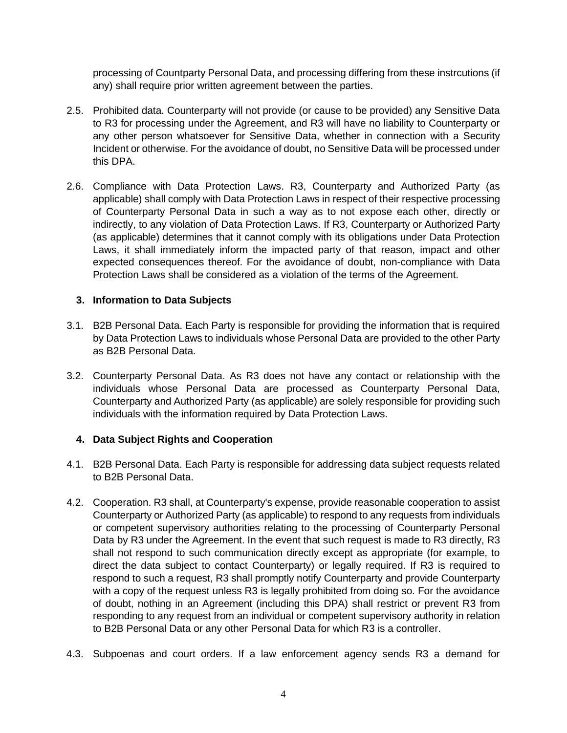processing of Countparty Personal Data, and processing differing from these instrcutions (if any) shall require prior written agreement between the parties.

2.5. Prohibited data. Counterparty will not provide (or cause to be provided) any Sensitive Data to R3 for processing under the Agreement, and R3 will have no liability to Counterparty or any other person whatsoever for Sensitive Data, whether in connection with a Security Incident or otherwise. For the avoidance of doubt, no Sensitive Data will be processed under this DPA.

2.6. Compliance with Data Protection Laws. R3, Counterparty and Authorized Party (as applicable) shall comply with Data Protection Laws in respect of their respective processing of Counterparty Personal Data in such a way as to not expose each other, directly or indirectly, to any violation of Data Protection Laws. If R3, Counterparty or Authorized Party (as applicable) determines that it cannot comply with its obligations under Data Protection Laws, it shall immediately inform the impacted party of that reason, impact and other expected consequences thereof. For the avoidance of doubt, non-compliance with Data Protection Laws shall be considered as a violation of the terms of the Agreement.

## 3. Information to Data Subjects

3.1. B2B Personal Data. Each Party is responsible for providing the information that is required by Data Protection Laws to individuals whose Personal Data are provided to the other Party as B2B Personal Data.

3.2. Counterparty Personal Data. As R3 does not have any contact or relationship with the individuals whose Personal Data are processed as Counterparty Personal Data, Counterparty and Authorized Party (as applicable) are solely responsible for providing such individuals with the information required by Data Protection Laws.

## 4. Data Subject Rights and Cooperation

4.1. B2B Personal Data. Each Party is responsible for addressing data subject requests related to B2B Personal Data.

4.2. Cooperation. R3 shall, at Counterparty's expense, provide reasonable cooperation to assist Counterparty or Authorized Party (as applicable) to respond to any requests from individuals or competent supervisory authorities relating to the processing of Counterparty Personal Data by R3 under the Agreement. In the event that such request is made to R3 directly, R3 shall not respond to such communication directly except as appropriate (for example, to direct the data subject to contact Counterparty) or legally required. If R3 is required to respond to such a request, R3 shall promptly notify Counterparty and provide Counterparty with a copy of the request unless R3 is legally prohibited from doing so. For the avoidance of doubt, nothing in an Agreement (including this DPA) shall restrict or prevent R3 from responding to any request from an individual or competent supervisory authority in relation to B2B Personal Data or any other Personal Data for which R3 is a controller.

4.3. Subpoenas and court orders. If a law enforcement agency sends R3 a demand for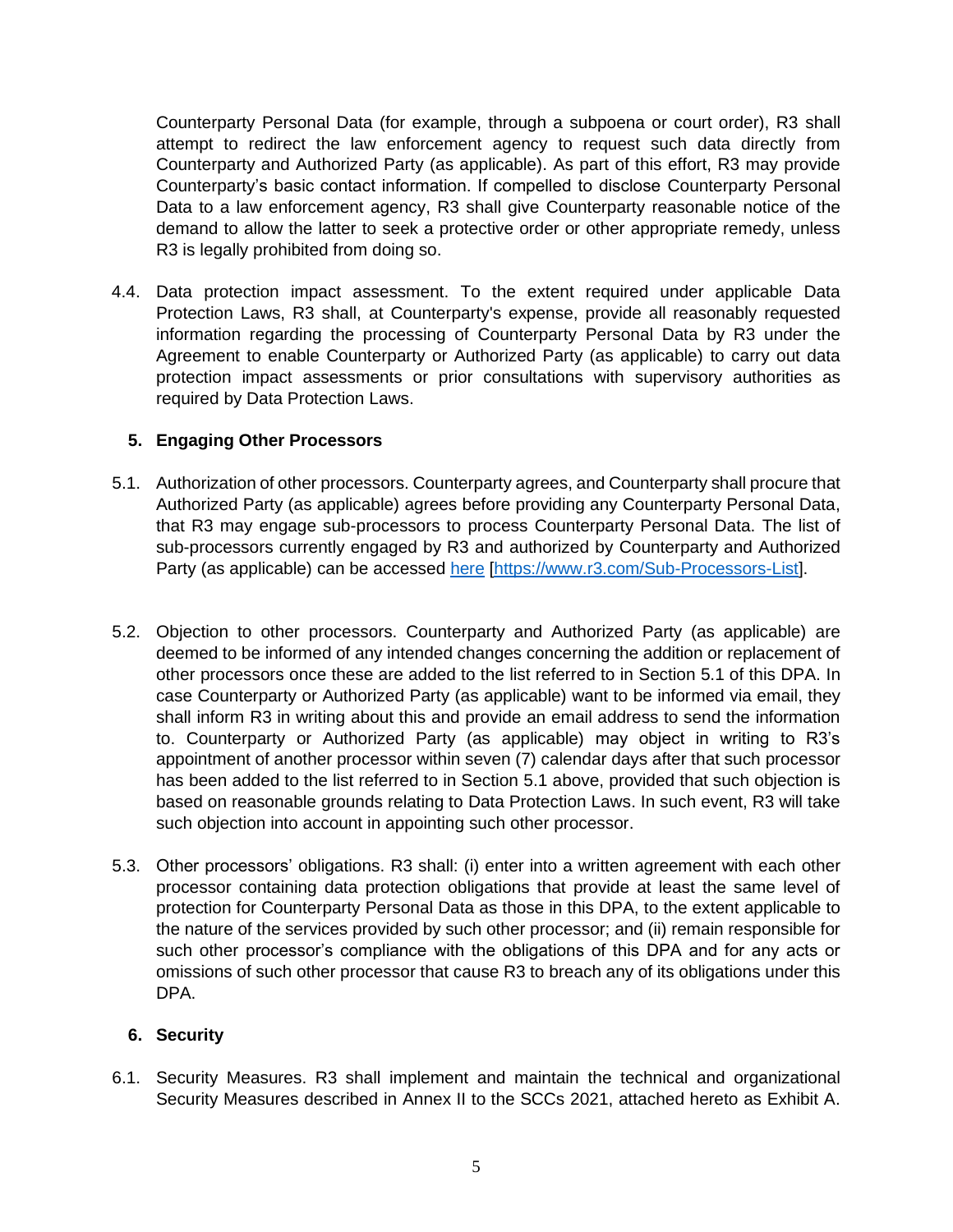Counterparty Personal Data (for example, through a subpoena or court order), R3 shall attempt to redirect the law enforcement agency to request such data directly from Counterparty and Authorized Party (as applicable). As part of this effort, R3 may provide Counterparty's basic contact information. If compelled to disclose Counterparty Personal Data to a law enforcement agency, R3 shall give Counterparty reasonable notice of the demand to allow the latter to seek a protective order or other appropriate remedy, unless R3 is legally prohibited from doing so.

4.4. Data protection impact assessment. To the extent required under applicable Data Protection Laws, R3 shall, at Counterparty's expense, provide all reasonably requested information regarding the processing of Counterparty Personal Data by R3 under the Agreement to enable Counterparty or Authorized Party (as applicable) to carry out data protection impact assessments or prior consultations with supervisory authorities as required by Data Protection Laws.

## 5. Engaging Other Processors

5.1. Authorization of other processors. Counterparty agrees, and Counterparty shall procure that Authorized Party (as applicable) agrees before providing any Counterparty Personal Data, that R3 may engage sub-processors to process Counterparty Personal Data. The list of sub-processors currently engaged by R3 and authorized by Counterparty and Authorized Party (as applicable) can be accessed here [https://www.r3.com/Sub-Processors-List].

5.2. Objection to other processors. Counterparty and Authorized Party (as applicable) are deemed to be informed of any intended changes concerning the addition or replacement of other processors once these are added to the list referred to in Section 5.1 of this DPA. In case Counterparty or Authorized Party (as applicable) want to be informed via email, they shall inform R3 in writing about this and provide an email address to send the information to. Counterparty or Authorized Party (as applicable) may object in writing to R3's appointment of another processor within seven (7) calendar days after that such processor has been added to the list referred to in Section 5.1 above, provided that such objection is based on reasonable grounds relating to Data Protection Laws. In such event, R3 will take such objection into account in appointing such other processor.

5.3. Other processors' obligations. R3 shall: (i) enter into a written agreement with each other processor containing data protection obligations that provide at least the same level of protection for Counterparty Personal Data as those in this DPA, to the extent applicable to the nature of the services provided by such other processor; and (ii) remain responsible for such other processor's compliance with the obligations of this DPA and for any acts or omissions of such other processor that cause R3 to breach any of its obligations under this DPA.

## 6. Security

6.1. Security Measures. R3 shall implement and maintain the technical and organizational Security Measures described in Annex II to the SCCs 2021, attached hereto as Exhibit A.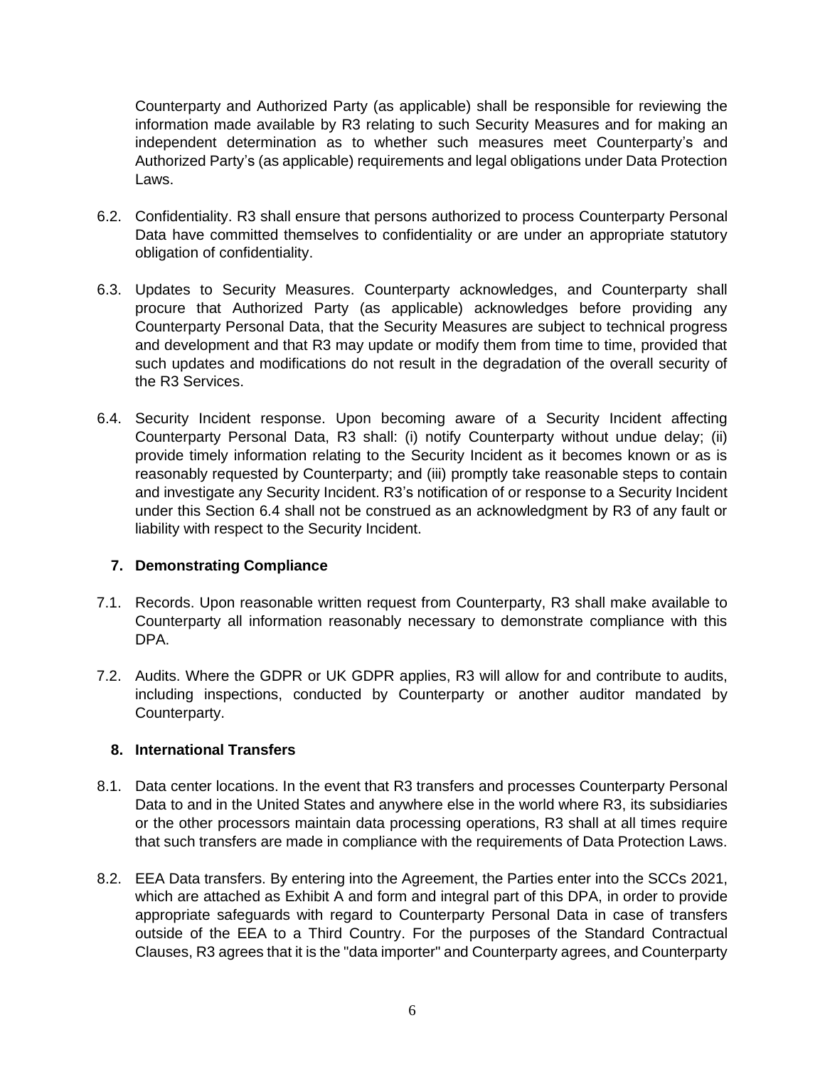Counterparty and Authorized Party (as applicable) shall be responsible for reviewing the information made available by R3 relating to such Security Measures and for making an independent determination as to whether such measures meet Counterparty's and Authorized Party's (as applicable) requirements and legal obligations under Data Protection Laws.

6.2. Confidentiality. R3 shall ensure that persons authorized to process Counterparty Personal Data have committed themselves to confidentiality or are under an appropriate statutory obligation of confidentiality.

6.3. Updates to Security Measures. Counterparty acknowledges, and Counterparty shall procure that Authorized Party (as applicable) acknowledges before providing any Counterparty Personal Data, that the Security Measures are subject to technical progress and development and that R3 may update or modify them from time to time, provided that such updates and modifications do not result in the degradation of the overall security of the R3 Services.

6.4. Security Incident response. Upon becoming aware of a Security Incident affecting Counterparty Personal Data, R3 shall: (i) notify Counterparty without undue delay; (ii) provide timely information relating to the Security Incident as it becomes known or as is reasonably requested by Counterparty; and (iii) promptly take reasonable steps to contain and investigate any Security Incident. R3's notification of or response to a Security Incident under this Section 6.4 shall not be construed as an acknowledgment by R3 of any fault or liability with respect to the Security Incident.

## 7. Demonstrating Compliance

7.1. Records. Upon reasonable written request from Counterparty, R3 shall make available to Counterparty all information reasonably necessary to demonstrate compliance with this DPA.

7.2. Audits. Where the GDPR or UK GDPR applies, R3 will allow for and contribute to audits, including inspections, conducted by Counterparty or another auditor mandated by Counterparty.

## 8. International Transfers

8.1. Data center locations. In the event that R3 transfers and processes Counterparty Personal Data to and in the United States and anywhere else in the world where R3, its subsidiaries or the other processors maintain data processing operations, R3 shall at all times require that such transfers are made in compliance with the requirements of Data Protection Laws.

8.2. EEA Data transfers. By entering into the Agreement, the Parties enter into the SCCs 2021, which are attached as Exhibit A and form and integral part of this DPA, in order to provide appropriate safeguards with regard to Counterparty Personal Data in case of transfers outside of the EEA to a Third Country. For the purposes of the Standard Contractual Clauses, R3 agrees that it is the "data importer" and Counterparty agrees, and Counterparty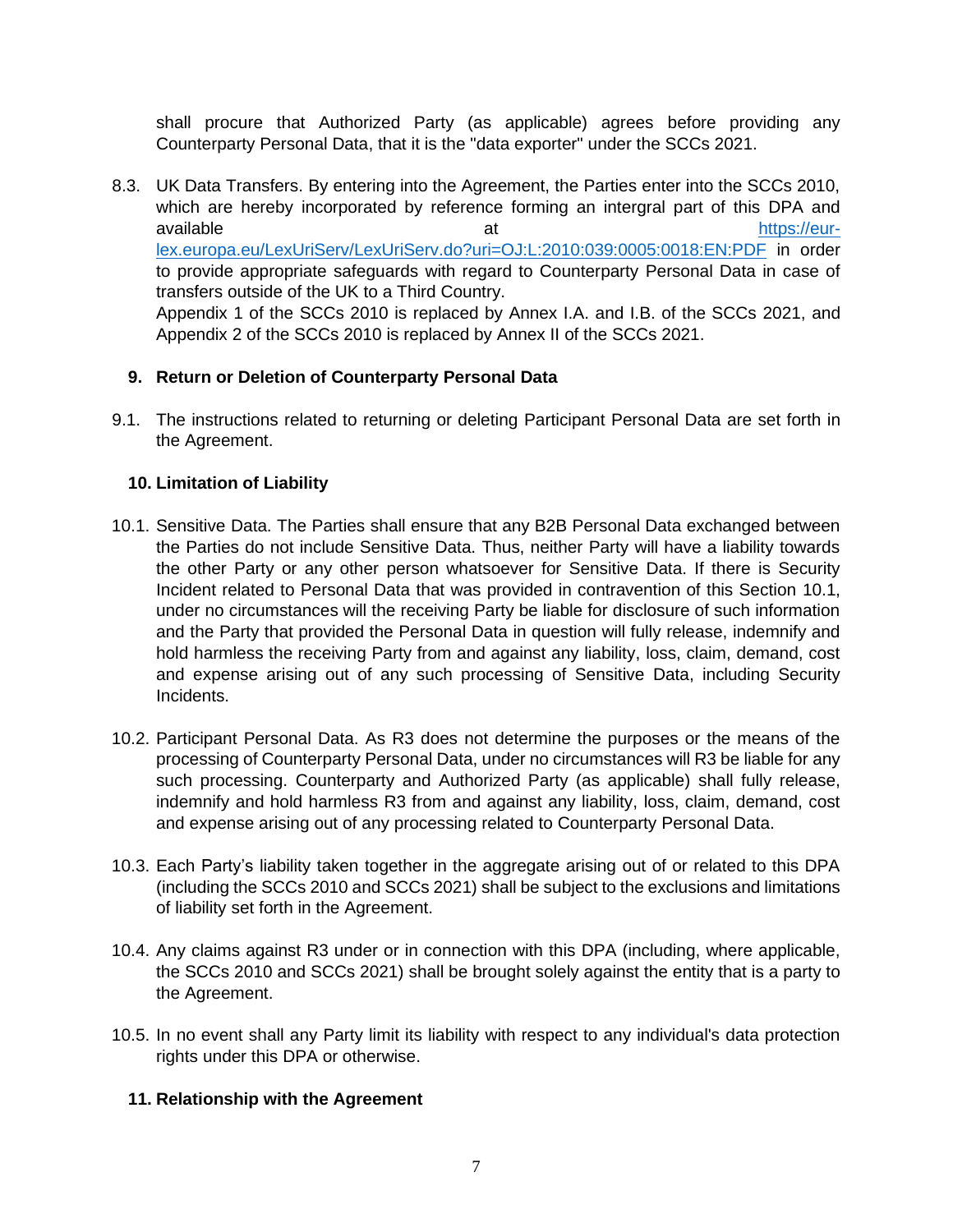shall procure that Authorized Party (as applicable) agrees before providing any Counterparty Personal Data, that it is the "data exporter" under the SCCs 2021.

8.3. UK Data Transfers. By entering into the Agreement, the Parties enter into the SCCs 2010, which are hereby incorporated by reference forming an intergral part of this DPA and available at https://eur-lex.europa.eu/LexUriServ/LexUriServ.do?uri=OJ:L:2010:039:0005:0018:EN:PDF in order to provide appropriate safeguards with regard to Counterparty Personal Data in case of transfers outside of the UK to a Third Country.
Appendix 1 of the SCCs 2010 is replaced by Annex I.A. and I.B. of the SCCs 2021, and Appendix 2 of the SCCs 2010 is replaced by Annex II of the SCCs 2021.

## 9. Return or Deletion of Counterparty Personal Data

9.1. The instructions related to returning or deleting Participant Personal Data are set forth in the Agreement.

## 10. Limitation of Liability

10.1. Sensitive Data. The Parties shall ensure that any B2B Personal Data exchanged between the Parties do not include Sensitive Data. Thus, neither Party will have a liability towards the other Party or any other person whatsoever for Sensitive Data. If there is Security Incident related to Personal Data that was provided in contravention of this Section 10.1, under no circumstances will the receiving Party be liable for disclosure of such information and the Party that provided the Personal Data in question will fully release, indemnify and hold harmless the receiving Party from and against any liability, loss, claim, demand, cost and expense arising out of any such processing of Sensitive Data, including Security Incidents.

10.2. Participant Personal Data. As R3 does not determine the purposes or the means of the processing of Counterparty Personal Data, under no circumstances will R3 be liable for any such processing. Counterparty and Authorized Party (as applicable) shall fully release, indemnify and hold harmless R3 from and against any liability, loss, claim, demand, cost and expense arising out of any processing related to Counterparty Personal Data.

10.3. Each Party's liability taken together in the aggregate arising out of or related to this DPA (including the SCCs 2010 and SCCs 2021) shall be subject to the exclusions and limitations of liability set forth in the Agreement.

10.4. Any claims against R3 under or in connection with this DPA (including, where applicable, the SCCs 2010 and SCCs 2021) shall be brought solely against the entity that is a party to the Agreement.

10.5. In no event shall any Party limit its liability with respect to any individual's data protection rights under this DPA or otherwise.

## 11. Relationship with the Agreement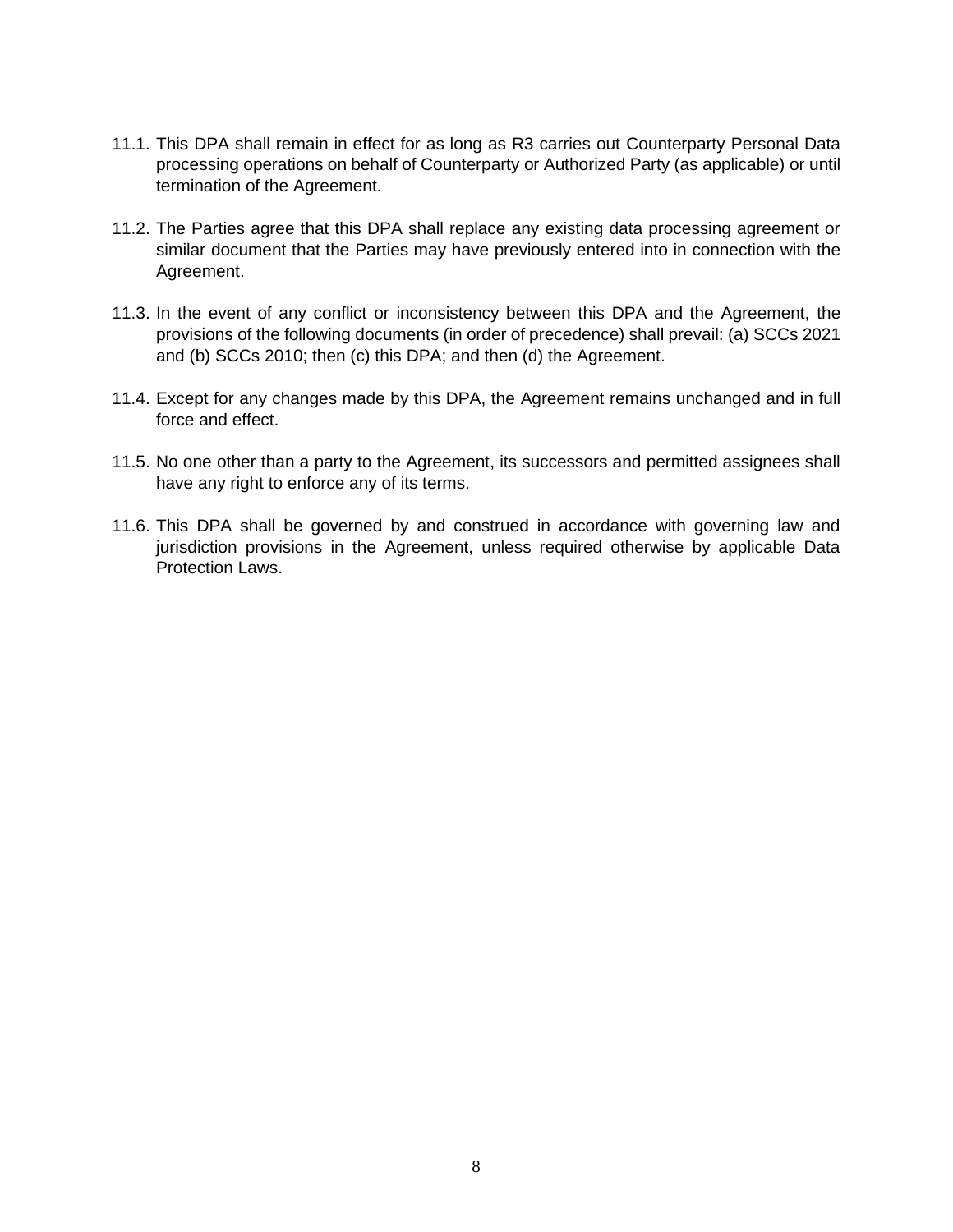11.1. This DPA shall remain in effect for as long as R3 carries out Counterparty Personal Data processing operations on behalf of Counterparty or Authorized Party (as applicable) or until termination of the Agreement.

11.2. The Parties agree that this DPA shall replace any existing data processing agreement or similar document that the Parties may have previously entered into in connection with the Agreement.

11.3. In the event of any conflict or inconsistency between this DPA and the Agreement, the provisions of the following documents (in order of precedence) shall prevail: (a) SCCs 2021 and (b) SCCs 2010; then (c) this DPA; and then (d) the Agreement.

11.4. Except for any changes made by this DPA, the Agreement remains unchanged and in full force and effect.

11.5. No one other than a party to the Agreement, its successors and permitted assignees shall have any right to enforce any of its terms.

11.6. This DPA shall be governed by and construed in accordance with governing law and jurisdiction provisions in the Agreement, unless required otherwise by applicable Data Protection Laws.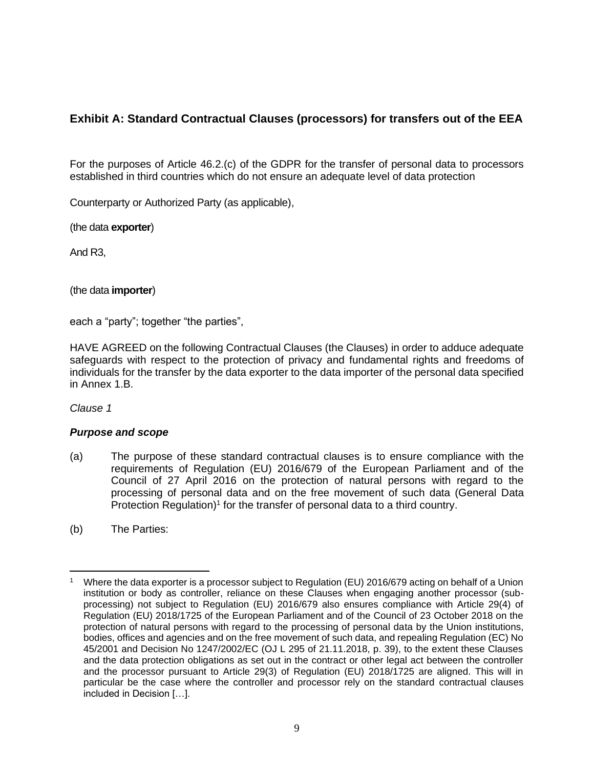## Exhibit A: Standard Contractual Clauses (processors) for transfers out of the EEA

For the purposes of Article 46.2.(c) of the GDPR for the transfer of personal data to processors established in third countries which do not ensure an adequate level of data protection

Counterparty or Authorized Party (as applicable),

(the data **exporter**)

And R3,

(the data **importer**)

each a "party"; together "the parties",

HAVE AGREED on the following Contractual Clauses (the Clauses) in order to adduce adequate safeguards with respect to the protection of privacy and fundamental rights and freedoms of individuals for the transfer by the data exporter to the data importer of the personal data specified in Annex 1.B.

*Clause 1*

***Purpose and scope***

(a) The purpose of these standard contractual clauses is to ensure compliance with the requirements of Regulation (EU) 2016/679 of the European Parliament and of the Council of 27 April 2016 on the protection of natural persons with regard to the processing of personal data and on the free movement of such data (General Data Protection Regulation)[1] for the transfer of personal data to a third country.

(b) The Parties:

---

[1] Where the data exporter is a processor subject to Regulation (EU) 2016/679 acting on behalf of a Union institution or body as controller, reliance on these Clauses when engaging another processor (sub-processing) not subject to Regulation (EU) 2016/679 also ensures compliance with Article 29(4) of Regulation (EU) 2018/1725 of the European Parliament and of the Council of 23 October 2018 on the protection of natural persons with regard to the processing of personal data by the Union institutions, bodies, offices and agencies and on the free movement of such data, and repealing Regulation (EC) No 45/2001 and Decision No 1247/2002/EC (OJ L 295 of 21.11.2018, p. 39), to the extent these Clauses and the data protection obligations as set out in the contract or other legal act between the controller and the processor pursuant to Article 29(3) of Regulation (EU) 2018/1725 are aligned. This will in particular be the case where the controller and processor rely on the standard contractual clauses included in Decision […].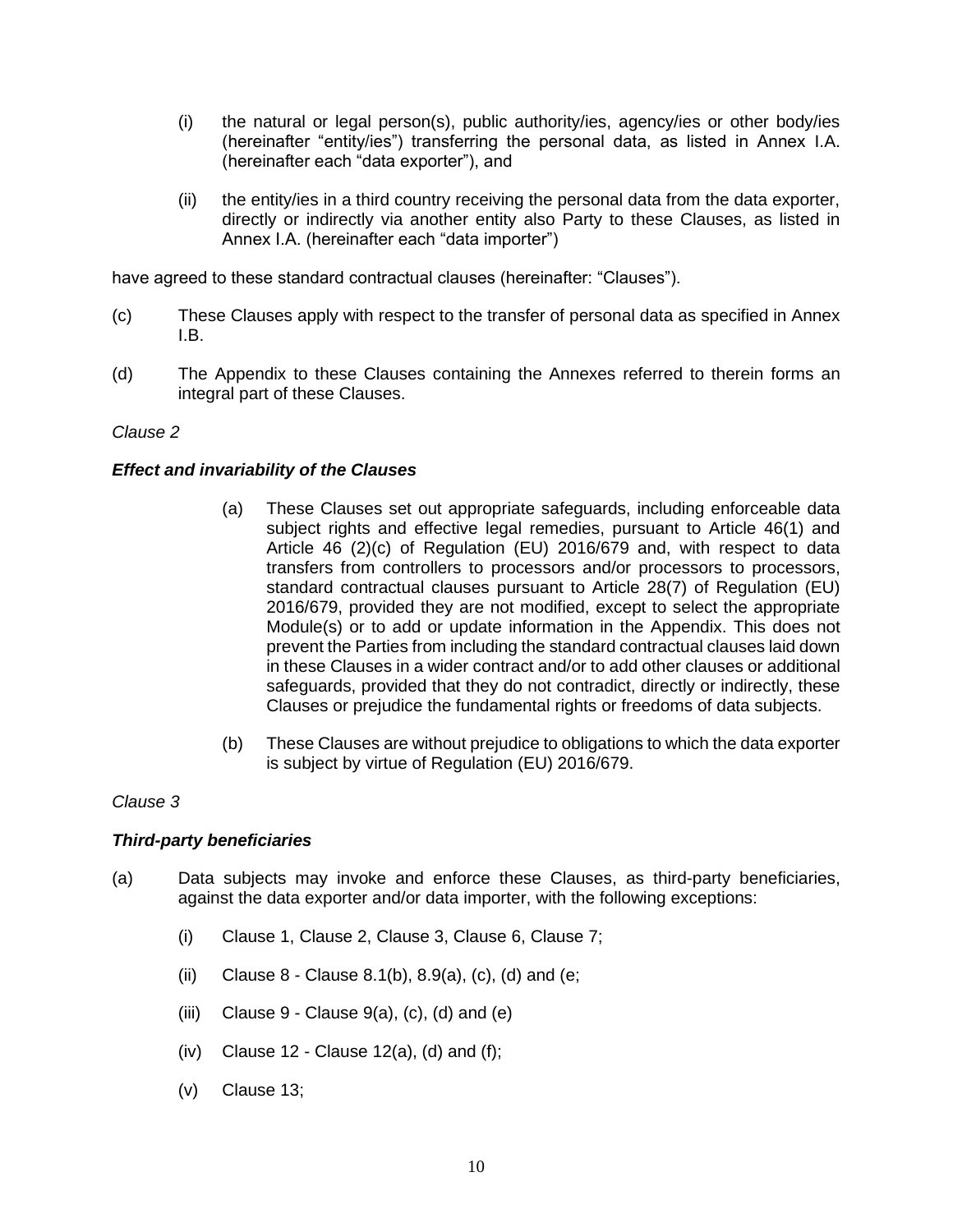(i) the natural or legal person(s), public authority/ies, agency/ies or other body/ies (hereinafter "entity/ies") transferring the personal data, as listed in Annex I.A. (hereinafter each "data exporter"), and

(ii) the entity/ies in a third country receiving the personal data from the data exporter, directly or indirectly via another entity also Party to these Clauses, as listed in Annex I.A. (hereinafter each "data importer")

have agreed to these standard contractual clauses (hereinafter: "Clauses").

(c) These Clauses apply with respect to the transfer of personal data as specified in Annex I.B.

(d) The Appendix to these Clauses containing the Annexes referred to therein forms an integral part of these Clauses.

*Clause 2*

***Effect and invariability of the Clauses***

(a) These Clauses set out appropriate safeguards, including enforceable data subject rights and effective legal remedies, pursuant to Article 46(1) and Article 46 (2)(c) of Regulation (EU) 2016/679 and, with respect to data transfers from controllers to processors and/or processors to processors, standard contractual clauses pursuant to Article 28(7) of Regulation (EU) 2016/679, provided they are not modified, except to select the appropriate Module(s) or to add or update information in the Appendix. This does not prevent the Parties from including the standard contractual clauses laid down in these Clauses in a wider contract and/or to add other clauses or additional safeguards, provided that they do not contradict, directly or indirectly, these Clauses or prejudice the fundamental rights or freedoms of data subjects.

(b) These Clauses are without prejudice to obligations to which the data exporter is subject by virtue of Regulation (EU) 2016/679.

*Clause 3*

***Third-party beneficiaries***

(a) Data subjects may invoke and enforce these Clauses, as third-party beneficiaries, against the data exporter and/or data importer, with the following exceptions:

(i) Clause 1, Clause 2, Clause 3, Clause 6, Clause 7;

(ii) Clause 8 - Clause 8.1(b), 8.9(a), (c), (d) and (e;

(iii) Clause 9 - Clause 9(a), (c), (d) and (e)

(iv) Clause 12 - Clause 12(a), (d) and (f);

(v) Clause 13;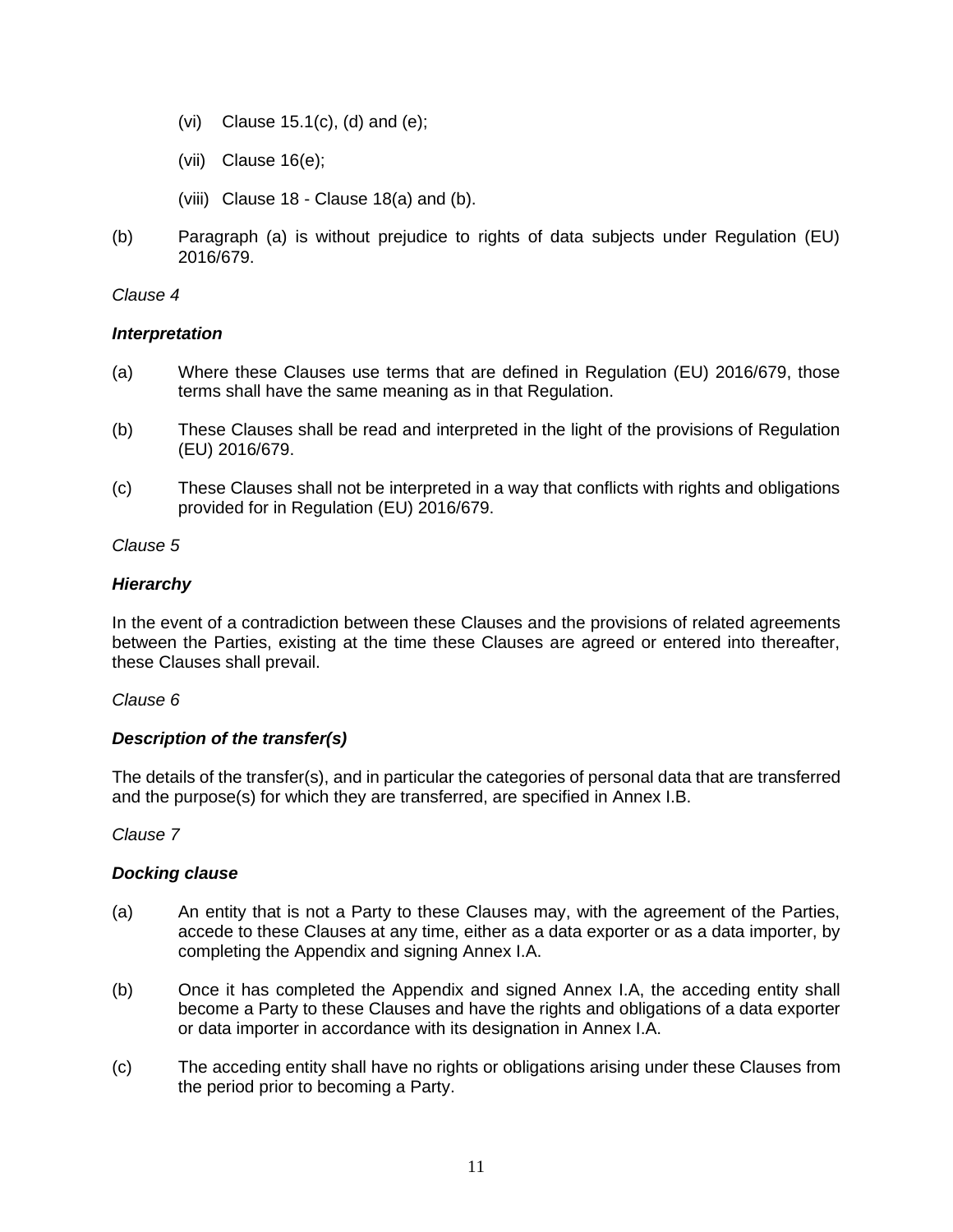(vi) Clause 15.1(c), (d) and (e);

(vii) Clause 16(e);

(viii) Clause 18 - Clause 18(a) and (b).

(b) Paragraph (a) is without prejudice to rights of data subjects under Regulation (EU) 2016/679.

*Clause 4*

***Interpretation***

(a) Where these Clauses use terms that are defined in Regulation (EU) 2016/679, those terms shall have the same meaning as in that Regulation.

(b) These Clauses shall be read and interpreted in the light of the provisions of Regulation (EU) 2016/679.

(c) These Clauses shall not be interpreted in a way that conflicts with rights and obligations provided for in Regulation (EU) 2016/679.

*Clause 5*

***Hierarchy***

In the event of a contradiction between these Clauses and the provisions of related agreements between the Parties, existing at the time these Clauses are agreed or entered into thereafter, these Clauses shall prevail.

*Clause 6*

***Description of the transfer(s)***

The details of the transfer(s), and in particular the categories of personal data that are transferred and the purpose(s) for which they are transferred, are specified in Annex I.B.

*Clause 7*

***Docking clause***

(a) An entity that is not a Party to these Clauses may, with the agreement of the Parties, accede to these Clauses at any time, either as a data exporter or as a data importer, by completing the Appendix and signing Annex I.A.

(b) Once it has completed the Appendix and signed Annex I.A, the acceding entity shall become a Party to these Clauses and have the rights and obligations of a data exporter or data importer in accordance with its designation in Annex I.A.

(c) The acceding entity shall have no rights or obligations arising under these Clauses from the period prior to becoming a Party.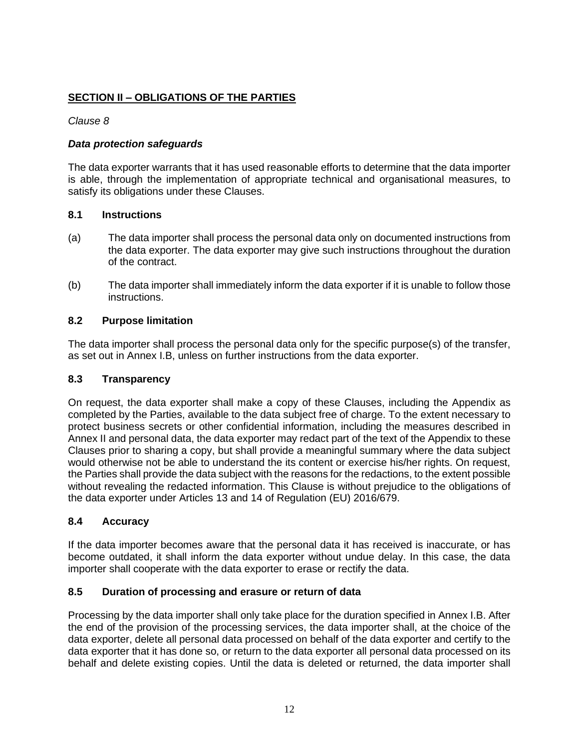## SECTION II – OBLIGATIONS OF THE PARTIES

*Clause 8*

***Data protection safeguards***

The data exporter warrants that it has used reasonable efforts to determine that the data importer is able, through the implementation of appropriate technical and organisational measures, to satisfy its obligations under these Clauses.

### 8.1 Instructions

(a) The data importer shall process the personal data only on documented instructions from the data exporter. The data exporter may give such instructions throughout the duration of the contract.

(b) The data importer shall immediately inform the data exporter if it is unable to follow those instructions.

### 8.2 Purpose limitation

The data importer shall process the personal data only for the specific purpose(s) of the transfer, as set out in Annex I.B, unless on further instructions from the data exporter.

### 8.3 Transparency

On request, the data exporter shall make a copy of these Clauses, including the Appendix as completed by the Parties, available to the data subject free of charge. To the extent necessary to protect business secrets or other confidential information, including the measures described in Annex II and personal data, the data exporter may redact part of the text of the Appendix to these Clauses prior to sharing a copy, but shall provide a meaningful summary where the data subject would otherwise not be able to understand the its content or exercise his/her rights. On request, the Parties shall provide the data subject with the reasons for the redactions, to the extent possible without revealing the redacted information. This Clause is without prejudice to the obligations of the data exporter under Articles 13 and 14 of Regulation (EU) 2016/679.

### 8.4 Accuracy

If the data importer becomes aware that the personal data it has received is inaccurate, or has become outdated, it shall inform the data exporter without undue delay. In this case, the data importer shall cooperate with the data exporter to erase or rectify the data.

### 8.5 Duration of processing and erasure or return of data

Processing by the data importer shall only take place for the duration specified in Annex I.B. After the end of the provision of the processing services, the data importer shall, at the choice of the data exporter, delete all personal data processed on behalf of the data exporter and certify to the data exporter that it has done so, or return to the data exporter all personal data processed on its behalf and delete existing copies. Until the data is deleted or returned, the data importer shall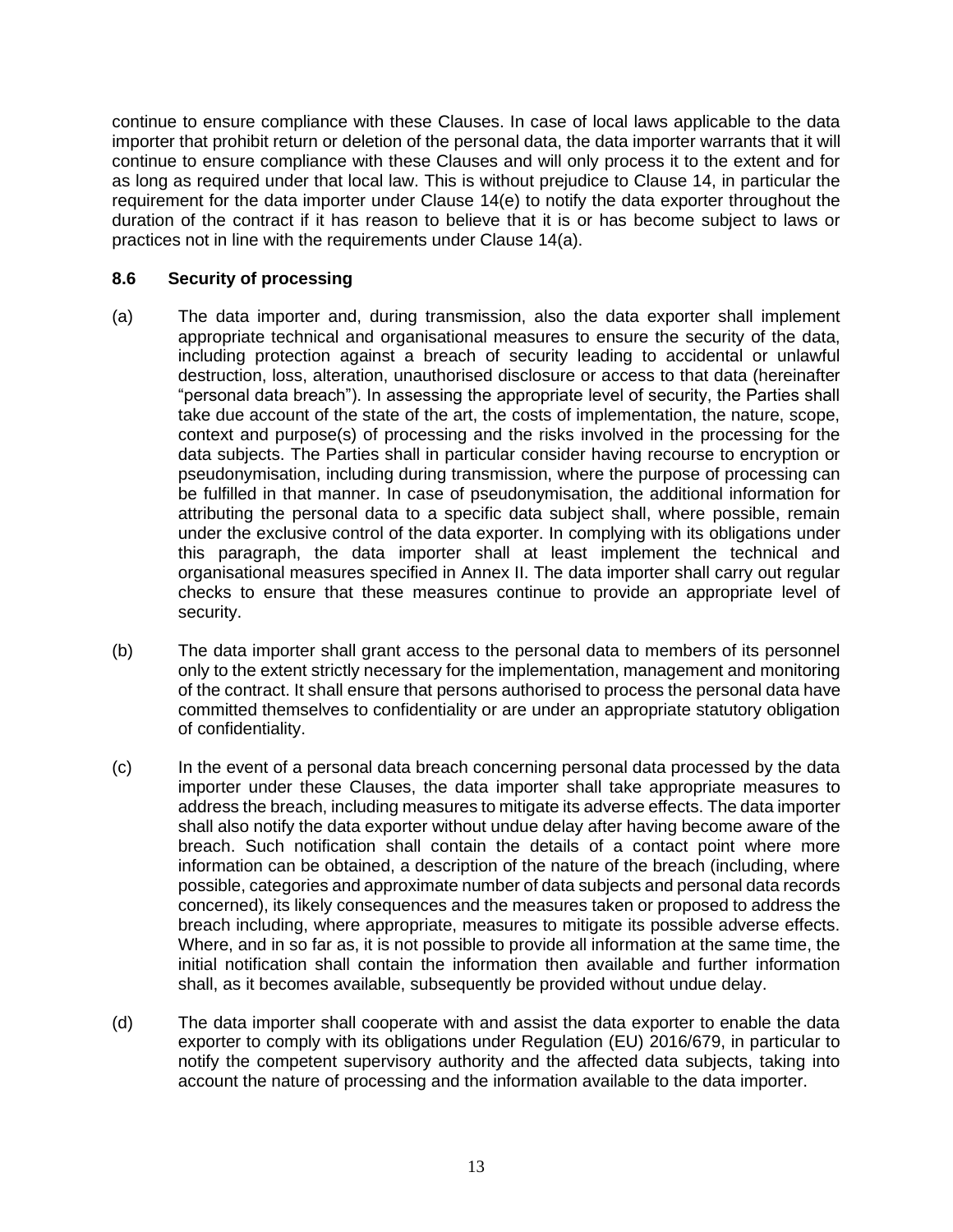continue to ensure compliance with these Clauses. In case of local laws applicable to the data importer that prohibit return or deletion of the personal data, the data importer warrants that it will continue to ensure compliance with these Clauses and will only process it to the extent and for as long as required under that local law. This is without prejudice to Clause 14, in particular the requirement for the data importer under Clause 14(e) to notify the data exporter throughout the duration of the contract if it has reason to believe that it is or has become subject to laws or practices not in line with the requirements under Clause 14(a).

### 8.6 Security of processing

(a) The data importer and, during transmission, also the data exporter shall implement appropriate technical and organisational measures to ensure the security of the data, including protection against a breach of security leading to accidental or unlawful destruction, loss, alteration, unauthorised disclosure or access to that data (hereinafter "personal data breach"). In assessing the appropriate level of security, the Parties shall take due account of the state of the art, the costs of implementation, the nature, scope, context and purpose(s) of processing and the risks involved in the processing for the data subjects. The Parties shall in particular consider having recourse to encryption or pseudonymisation, including during transmission, where the purpose of processing can be fulfilled in that manner. In case of pseudonymisation, the additional information for attributing the personal data to a specific data subject shall, where possible, remain under the exclusive control of the data exporter. In complying with its obligations under this paragraph, the data importer shall at least implement the technical and organisational measures specified in Annex II. The data importer shall carry out regular checks to ensure that these measures continue to provide an appropriate level of security.

(b) The data importer shall grant access to the personal data to members of its personnel only to the extent strictly necessary for the implementation, management and monitoring of the contract. It shall ensure that persons authorised to process the personal data have committed themselves to confidentiality or are under an appropriate statutory obligation of confidentiality.

(c) In the event of a personal data breach concerning personal data processed by the data importer under these Clauses, the data importer shall take appropriate measures to address the breach, including measures to mitigate its adverse effects. The data importer shall also notify the data exporter without undue delay after having become aware of the breach. Such notification shall contain the details of a contact point where more information can be obtained, a description of the nature of the breach (including, where possible, categories and approximate number of data subjects and personal data records concerned), its likely consequences and the measures taken or proposed to address the breach including, where appropriate, measures to mitigate its possible adverse effects. Where, and in so far as, it is not possible to provide all information at the same time, the initial notification shall contain the information then available and further information shall, as it becomes available, subsequently be provided without undue delay.

(d) The data importer shall cooperate with and assist the data exporter to enable the data exporter to comply with its obligations under Regulation (EU) 2016/679, in particular to notify the competent supervisory authority and the affected data subjects, taking into account the nature of processing and the information available to the data importer.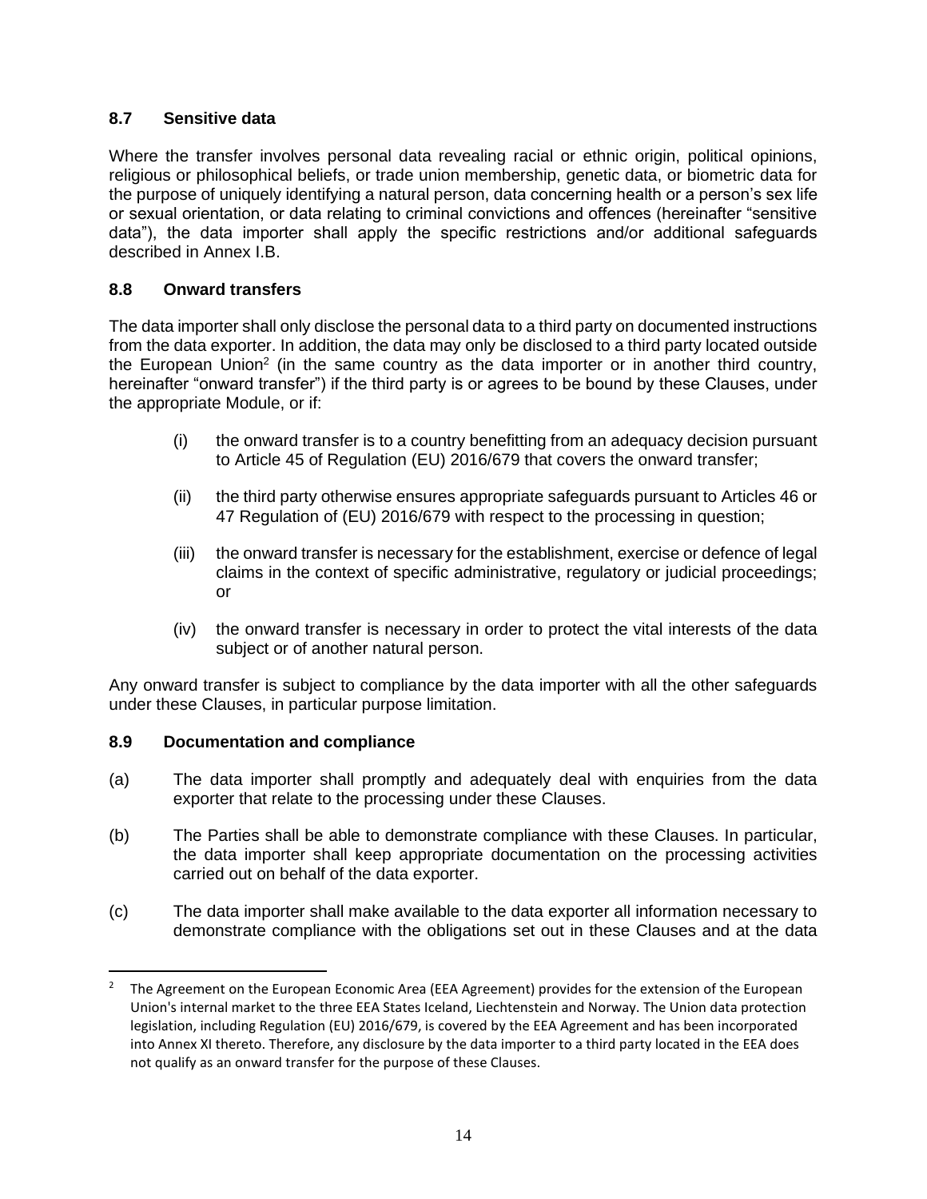### 8.7 Sensitive data

Where the transfer involves personal data revealing racial or ethnic origin, political opinions, religious or philosophical beliefs, or trade union membership, genetic data, or biometric data for the purpose of uniquely identifying a natural person, data concerning health or a person's sex life or sexual orientation, or data relating to criminal convictions and offences (hereinafter "sensitive data"), the data importer shall apply the specific restrictions and/or additional safeguards described in Annex I.B.

### 8.8 Onward transfers

The data importer shall only disclose the personal data to a third party on documented instructions from the data exporter. In addition, the data may only be disclosed to a third party located outside the European Union[2] (in the same country as the data importer or in another third country, hereinafter "onward transfer") if the third party is or agrees to be bound by these Clauses, under the appropriate Module, or if:

(i) the onward transfer is to a country benefitting from an adequacy decision pursuant to Article 45 of Regulation (EU) 2016/679 that covers the onward transfer;

(ii) the third party otherwise ensures appropriate safeguards pursuant to Articles 46 or 47 Regulation of (EU) 2016/679 with respect to the processing in question;

(iii) the onward transfer is necessary for the establishment, exercise or defence of legal claims in the context of specific administrative, regulatory or judicial proceedings; or

(iv) the onward transfer is necessary in order to protect the vital interests of the data subject or of another natural person.

Any onward transfer is subject to compliance by the data importer with all the other safeguards under these Clauses, in particular purpose limitation.

### 8.9 Documentation and compliance

(a) The data importer shall promptly and adequately deal with enquiries from the data exporter that relate to the processing under these Clauses.

(b) The Parties shall be able to demonstrate compliance with these Clauses. In particular, the data importer shall keep appropriate documentation on the processing activities carried out on behalf of the data exporter.

(c) The data importer shall make available to the data exporter all information necessary to demonstrate compliance with the obligations set out in these Clauses and at the data

---

[2] The Agreement on the European Economic Area (EEA Agreement) provides for the extension of the European Union's internal market to the three EEA States Iceland, Liechtenstein and Norway. The Union data protection legislation, including Regulation (EU) 2016/679, is covered by the EEA Agreement and has been incorporated into Annex XI thereto. Therefore, any disclosure by the data importer to a third party located in the EEA does not qualify as an onward transfer for the purpose of these Clauses.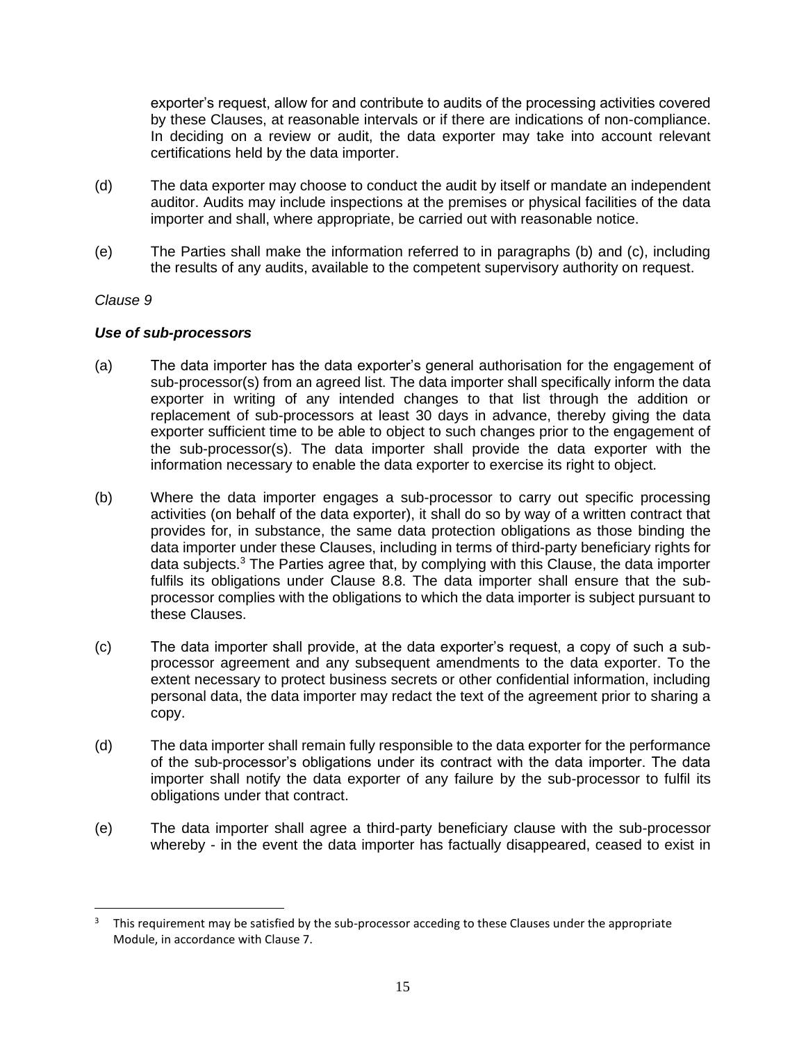exporter's request, allow for and contribute to audits of the processing activities covered by these Clauses, at reasonable intervals or if there are indications of non-compliance. In deciding on a review or audit, the data exporter may take into account relevant certifications held by the data importer.

(d) The data exporter may choose to conduct the audit by itself or mandate an independent auditor. Audits may include inspections at the premises or physical facilities of the data importer and shall, where appropriate, be carried out with reasonable notice.

(e) The Parties shall make the information referred to in paragraphs (b) and (c), including the results of any audits, available to the competent supervisory authority on request.

*Clause 9*

***Use of sub-processors***

(a) The data importer has the data exporter's general authorisation for the engagement of sub-processor(s) from an agreed list. The data importer shall specifically inform the data exporter in writing of any intended changes to that list through the addition or replacement of sub-processors at least 30 days in advance, thereby giving the data exporter sufficient time to be able to object to such changes prior to the engagement of the sub-processor(s). The data importer shall provide the data exporter with the information necessary to enable the data exporter to exercise its right to object.

(b) Where the data importer engages a sub-processor to carry out specific processing activities (on behalf of the data exporter), it shall do so by way of a written contract that provides for, in substance, the same data protection obligations as those binding the data importer under these Clauses, including in terms of third-party beneficiary rights for data subjects.[3] The Parties agree that, by complying with this Clause, the data importer fulfils its obligations under Clause 8.8. The data importer shall ensure that the sub-processor complies with the obligations to which the data importer is subject pursuant to these Clauses.

(c) The data importer shall provide, at the data exporter's request, a copy of such a sub-processor agreement and any subsequent amendments to the data exporter. To the extent necessary to protect business secrets or other confidential information, including personal data, the data importer may redact the text of the agreement prior to sharing a copy.

(d) The data importer shall remain fully responsible to the data exporter for the performance of the sub-processor's obligations under its contract with the data importer. The data importer shall notify the data exporter of any failure by the sub-processor to fulfil its obligations under that contract.

(e) The data importer shall agree a third-party beneficiary clause with the sub-processor whereby - in the event the data importer has factually disappeared, ceased to exist in

[3] This requirement may be satisfied by the sub-processor acceding to these Clauses under the appropriate Module, in accordance with Clause 7.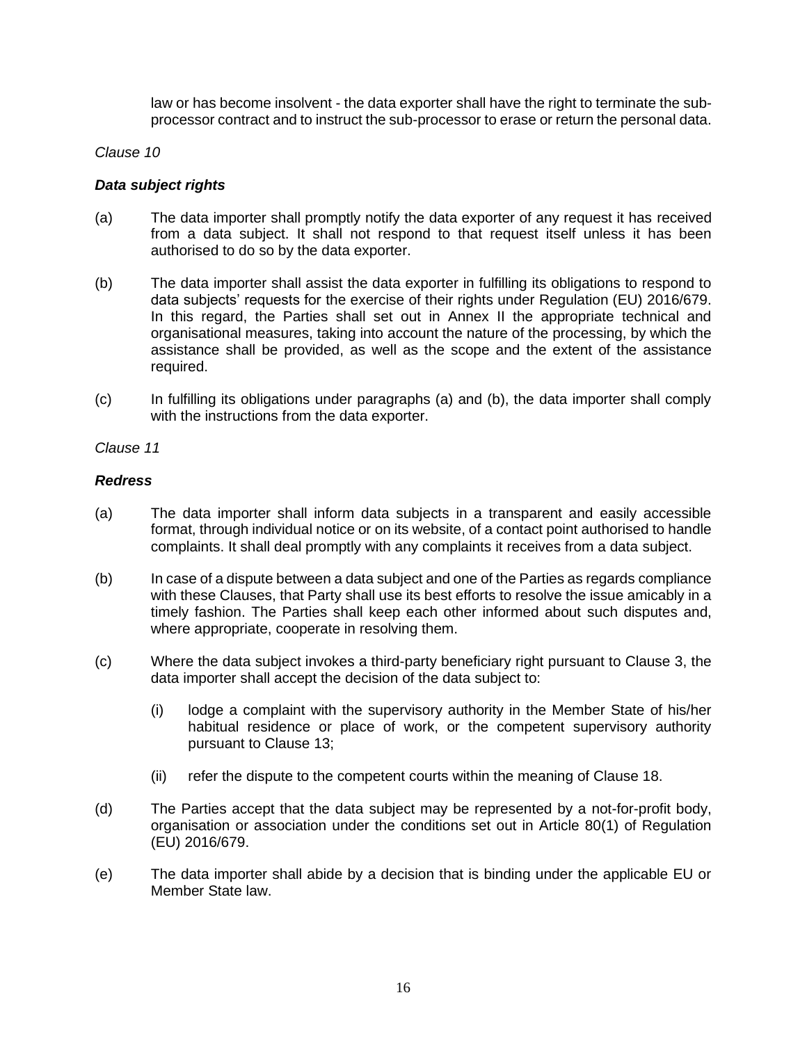law or has become insolvent - the data exporter shall have the right to terminate the sub-processor contract and to instruct the sub-processor to erase or return the personal data.

*Clause 10*

***Data subject rights***

(a) The data importer shall promptly notify the data exporter of any request it has received from a data subject. It shall not respond to that request itself unless it has been authorised to do so by the data exporter.

(b) The data importer shall assist the data exporter in fulfilling its obligations to respond to data subjects' requests for the exercise of their rights under Regulation (EU) 2016/679. In this regard, the Parties shall set out in Annex II the appropriate technical and organisational measures, taking into account the nature of the processing, by which the assistance shall be provided, as well as the scope and the extent of the assistance required.

(c) In fulfilling its obligations under paragraphs (a) and (b), the data importer shall comply with the instructions from the data exporter.

*Clause 11*

***Redress***

(a) The data importer shall inform data subjects in a transparent and easily accessible format, through individual notice or on its website, of a contact point authorised to handle complaints. It shall deal promptly with any complaints it receives from a data subject.

(b) In case of a dispute between a data subject and one of the Parties as regards compliance with these Clauses, that Party shall use its best efforts to resolve the issue amicably in a timely fashion. The Parties shall keep each other informed about such disputes and, where appropriate, cooperate in resolving them.

(c) Where the data subject invokes a third-party beneficiary right pursuant to Clause 3, the data importer shall accept the decision of the data subject to:

  (i) lodge a complaint with the supervisory authority in the Member State of his/her habitual residence or place of work, or the competent supervisory authority pursuant to Clause 13;

  (ii) refer the dispute to the competent courts within the meaning of Clause 18.

(d) The Parties accept that the data subject may be represented by a not-for-profit body, organisation or association under the conditions set out in Article 80(1) of Regulation (EU) 2016/679.

(e) The data importer shall abide by a decision that is binding under the applicable EU or Member State law.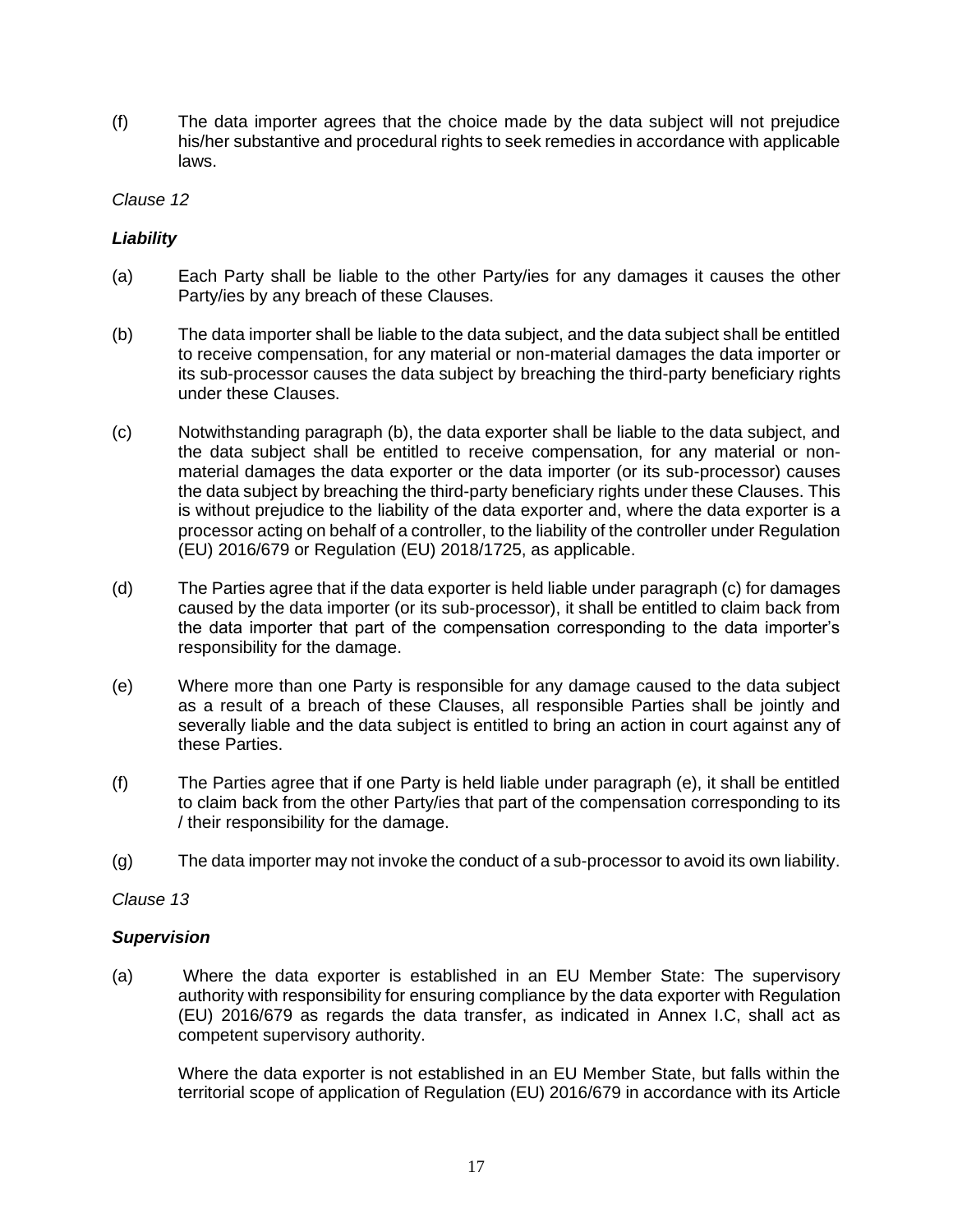(f) The data importer agrees that the choice made by the data subject will not prejudice his/her substantive and procedural rights to seek remedies in accordance with applicable laws.

*Clause 12*

***Liability***

(a) Each Party shall be liable to the other Party/ies for any damages it causes the other Party/ies by any breach of these Clauses.

(b) The data importer shall be liable to the data subject, and the data subject shall be entitled to receive compensation, for any material or non-material damages the data importer or its sub-processor causes the data subject by breaching the third-party beneficiary rights under these Clauses.

(c) Notwithstanding paragraph (b), the data exporter shall be liable to the data subject, and the data subject shall be entitled to receive compensation, for any material or non-material damages the data exporter or the data importer (or its sub-processor) causes the data subject by breaching the third-party beneficiary rights under these Clauses. This is without prejudice to the liability of the data exporter and, where the data exporter is a processor acting on behalf of a controller, to the liability of the controller under Regulation (EU) 2016/679 or Regulation (EU) 2018/1725, as applicable.

(d) The Parties agree that if the data exporter is held liable under paragraph (c) for damages caused by the data importer (or its sub-processor), it shall be entitled to claim back from the data importer that part of the compensation corresponding to the data importer's responsibility for the damage.

(e) Where more than one Party is responsible for any damage caused to the data subject as a result of a breach of these Clauses, all responsible Parties shall be jointly and severally liable and the data subject is entitled to bring an action in court against any of these Parties.

(f) The Parties agree that if one Party is held liable under paragraph (e), it shall be entitled to claim back from the other Party/ies that part of the compensation corresponding to its / their responsibility for the damage.

(g) The data importer may not invoke the conduct of a sub-processor to avoid its own liability.

*Clause 13*

***Supervision***

(a) Where the data exporter is established in an EU Member State: The supervisory authority with responsibility for ensuring compliance by the data exporter with Regulation (EU) 2016/679 as regards the data transfer, as indicated in Annex I.C, shall act as competent supervisory authority.

Where the data exporter is not established in an EU Member State, but falls within the territorial scope of application of Regulation (EU) 2016/679 in accordance with its Article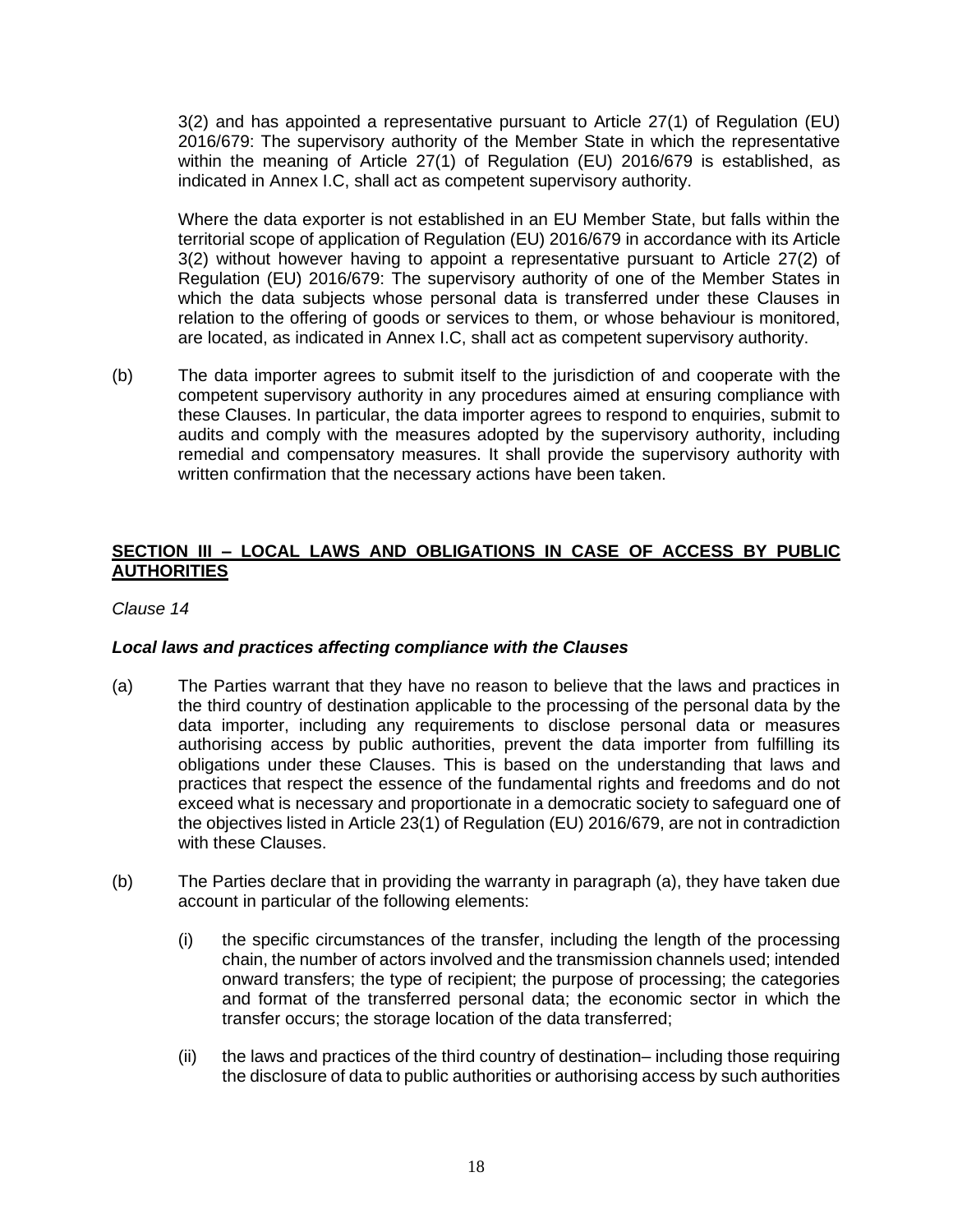3(2) and has appointed a representative pursuant to Article 27(1) of Regulation (EU) 2016/679: The supervisory authority of the Member State in which the representative within the meaning of Article 27(1) of Regulation (EU) 2016/679 is established, as indicated in Annex I.C, shall act as competent supervisory authority.

Where the data exporter is not established in an EU Member State, but falls within the territorial scope of application of Regulation (EU) 2016/679 in accordance with its Article 3(2) without however having to appoint a representative pursuant to Article 27(2) of Regulation (EU) 2016/679: The supervisory authority of one of the Member States in which the data subjects whose personal data is transferred under these Clauses in relation to the offering of goods or services to them, or whose behaviour is monitored, are located, as indicated in Annex I.C, shall act as competent supervisory authority.

(b) The data importer agrees to submit itself to the jurisdiction of and cooperate with the competent supervisory authority in any procedures aimed at ensuring compliance with these Clauses. In particular, the data importer agrees to respond to enquiries, submit to audits and comply with the measures adopted by the supervisory authority, including remedial and compensatory measures. It shall provide the supervisory authority with written confirmation that the necessary actions have been taken.

## SECTION III – LOCAL LAWS AND OBLIGATIONS IN CASE OF ACCESS BY PUBLIC AUTHORITIES

*Clause 14*

### *Local laws and practices affecting compliance with the Clauses*

(a) The Parties warrant that they have no reason to believe that the laws and practices in the third country of destination applicable to the processing of the personal data by the data importer, including any requirements to disclose personal data or measures authorising access by public authorities, prevent the data importer from fulfilling its obligations under these Clauses. This is based on the understanding that laws and practices that respect the essence of the fundamental rights and freedoms and do not exceed what is necessary and proportionate in a democratic society to safeguard one of the objectives listed in Article 23(1) of Regulation (EU) 2016/679, are not in contradiction with these Clauses.

(b) The Parties declare that in providing the warranty in paragraph (a), they have taken due account in particular of the following elements:

(i) the specific circumstances of the transfer, including the length of the processing chain, the number of actors involved and the transmission channels used; intended onward transfers; the type of recipient; the purpose of processing; the categories and format of the transferred personal data; the economic sector in which the transfer occurs; the storage location of the data transferred;

(ii) the laws and practices of the third country of destination– including those requiring the disclosure of data to public authorities or authorising access by such authorities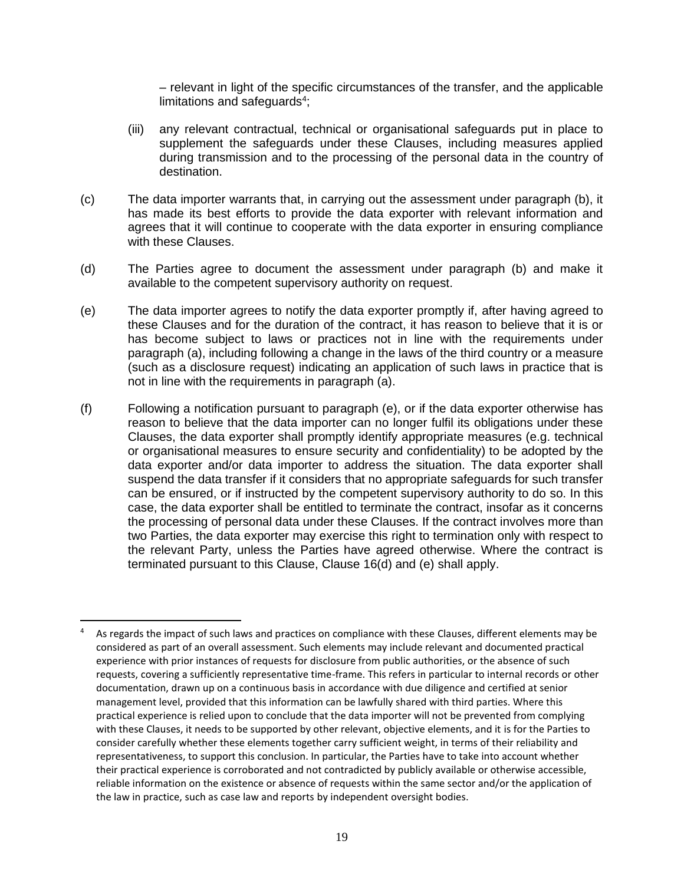– relevant in light of the specific circumstances of the transfer, and the applicable limitations and safeguards[4];

(iii) any relevant contractual, technical or organisational safeguards put in place to supplement the safeguards under these Clauses, including measures applied during transmission and to the processing of the personal data in the country of destination.

(c) The data importer warrants that, in carrying out the assessment under paragraph (b), it has made its best efforts to provide the data exporter with relevant information and agrees that it will continue to cooperate with the data exporter in ensuring compliance with these Clauses.

(d) The Parties agree to document the assessment under paragraph (b) and make it available to the competent supervisory authority on request.

(e) The data importer agrees to notify the data exporter promptly if, after having agreed to these Clauses and for the duration of the contract, it has reason to believe that it is or has become subject to laws or practices not in line with the requirements under paragraph (a), including following a change in the laws of the third country or a measure (such as a disclosure request) indicating an application of such laws in practice that is not in line with the requirements in paragraph (a).

(f) Following a notification pursuant to paragraph (e), or if the data exporter otherwise has reason to believe that the data importer can no longer fulfil its obligations under these Clauses, the data exporter shall promptly identify appropriate measures (e.g. technical or organisational measures to ensure security and confidentiality) to be adopted by the data exporter and/or data importer to address the situation. The data exporter shall suspend the data transfer if it considers that no appropriate safeguards for such transfer can be ensured, or if instructed by the competent supervisory authority to do so. In this case, the data exporter shall be entitled to terminate the contract, insofar as it concerns the processing of personal data under these Clauses. If the contract involves more than two Parties, the data exporter may exercise this right to termination only with respect to the relevant Party, unless the Parties have agreed otherwise. Where the contract is terminated pursuant to this Clause, Clause 16(d) and (e) shall apply.

---

[4] As regards the impact of such laws and practices on compliance with these Clauses, different elements may be considered as part of an overall assessment. Such elements may include relevant and documented practical experience with prior instances of requests for disclosure from public authorities, or the absence of such requests, covering a sufficiently representative time-frame. This refers in particular to internal records or other documentation, drawn up on a continuous basis in accordance with due diligence and certified at senior management level, provided that this information can be lawfully shared with third parties. Where this practical experience is relied upon to conclude that the data importer will not be prevented from complying with these Clauses, it needs to be supported by other relevant, objective elements, and it is for the Parties to consider carefully whether these elements together carry sufficient weight, in terms of their reliability and representativeness, to support this conclusion. In particular, the Parties have to take into account whether their practical experience is corroborated and not contradicted by publicly available or otherwise accessible, reliable information on the existence or absence of requests within the same sector and/or the application of the law in practice, such as case law and reports by independent oversight bodies.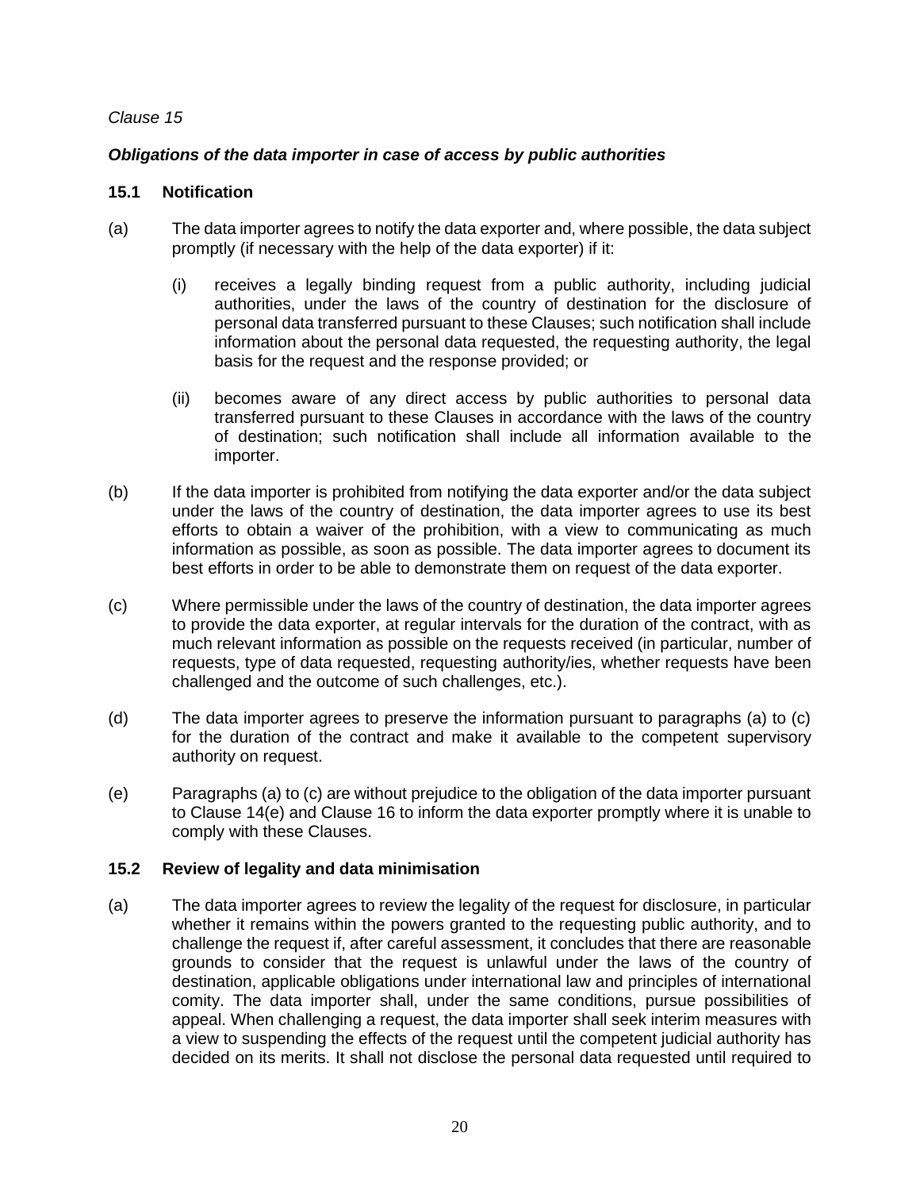*Clause 15*

***Obligations of the data importer in case of access by public authorities***

**15.1 Notification**

(a) The data importer agrees to notify the data exporter and, where possible, the data subject promptly (if necessary with the help of the data exporter) if it:

  (i) receives a legally binding request from a public authority, including judicial authorities, under the laws of the country of destination for the disclosure of personal data transferred pursuant to these Clauses; such notification shall include information about the personal data requested, the requesting authority, the legal basis for the request and the response provided; or

  (ii) becomes aware of any direct access by public authorities to personal data transferred pursuant to these Clauses in accordance with the laws of the country of destination; such notification shall include all information available to the importer.

(b) If the data importer is prohibited from notifying the data exporter and/or the data subject under the laws of the country of destination, the data importer agrees to use its best efforts to obtain a waiver of the prohibition, with a view to communicating as much information as possible, as soon as possible. The data importer agrees to document its best efforts in order to be able to demonstrate them on request of the data exporter.

(c) Where permissible under the laws of the country of destination, the data importer agrees to provide the data exporter, at regular intervals for the duration of the contract, with as much relevant information as possible on the requests received (in particular, number of requests, type of data requested, requesting authority/ies, whether requests have been challenged and the outcome of such challenges, etc.).

(d) The data importer agrees to preserve the information pursuant to paragraphs (a) to (c) for the duration of the contract and make it available to the competent supervisory authority on request.

(e) Paragraphs (a) to (c) are without prejudice to the obligation of the data importer pursuant to Clause 14(e) and Clause 16 to inform the data exporter promptly where it is unable to comply with these Clauses.

**15.2 Review of legality and data minimisation**

(a) The data importer agrees to review the legality of the request for disclosure, in particular whether it remains within the powers granted to the requesting public authority, and to challenge the request if, after careful assessment, it concludes that there are reasonable grounds to consider that the request is unlawful under the laws of the country of destination, applicable obligations under international law and principles of international comity. The data importer shall, under the same conditions, pursue possibilities of appeal. When challenging a request, the data importer shall seek interim measures with a view to suspending the effects of the request until the competent judicial authority has decided on its merits. It shall not disclose the personal data requested until required to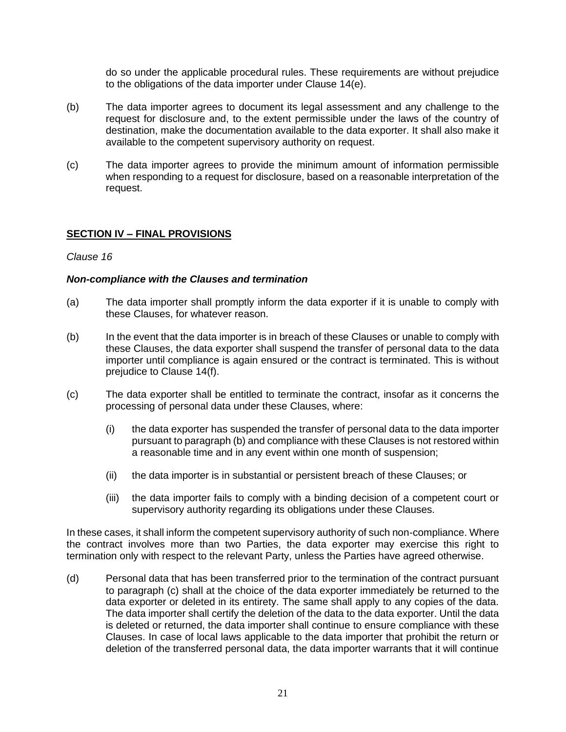do so under the applicable procedural rules. These requirements are without prejudice to the obligations of the data importer under Clause 14(e).

(b) The data importer agrees to document its legal assessment and any challenge to the request for disclosure and, to the extent permissible under the laws of the country of destination, make the documentation available to the data exporter. It shall also make it available to the competent supervisory authority on request.

(c) The data importer agrees to provide the minimum amount of information permissible when responding to a request for disclosure, based on a reasonable interpretation of the request.

## SECTION IV – FINAL PROVISIONS

*Clause 16*

### *Non-compliance with the Clauses and termination*

(a) The data importer shall promptly inform the data exporter if it is unable to comply with these Clauses, for whatever reason.

(b) In the event that the data importer is in breach of these Clauses or unable to comply with these Clauses, the data exporter shall suspend the transfer of personal data to the data importer until compliance is again ensured or the contract is terminated. This is without prejudice to Clause 14(f).

(c) The data exporter shall be entitled to terminate the contract, insofar as it concerns the processing of personal data under these Clauses, where:

  (i) the data exporter has suspended the transfer of personal data to the data importer pursuant to paragraph (b) and compliance with these Clauses is not restored within a reasonable time and in any event within one month of suspension;

  (ii) the data importer is in substantial or persistent breach of these Clauses; or

  (iii) the data importer fails to comply with a binding decision of a competent court or supervisory authority regarding its obligations under these Clauses.

In these cases, it shall inform the competent supervisory authority of such non-compliance. Where the contract involves more than two Parties, the data exporter may exercise this right to termination only with respect to the relevant Party, unless the Parties have agreed otherwise.

(d) Personal data that has been transferred prior to the termination of the contract pursuant to paragraph (c) shall at the choice of the data exporter immediately be returned to the data exporter or deleted in its entirety. The same shall apply to any copies of the data. The data importer shall certify the deletion of the data to the data exporter. Until the data is deleted or returned, the data importer shall continue to ensure compliance with these Clauses. In case of local laws applicable to the data importer that prohibit the return or deletion of the transferred personal data, the data importer warrants that it will continue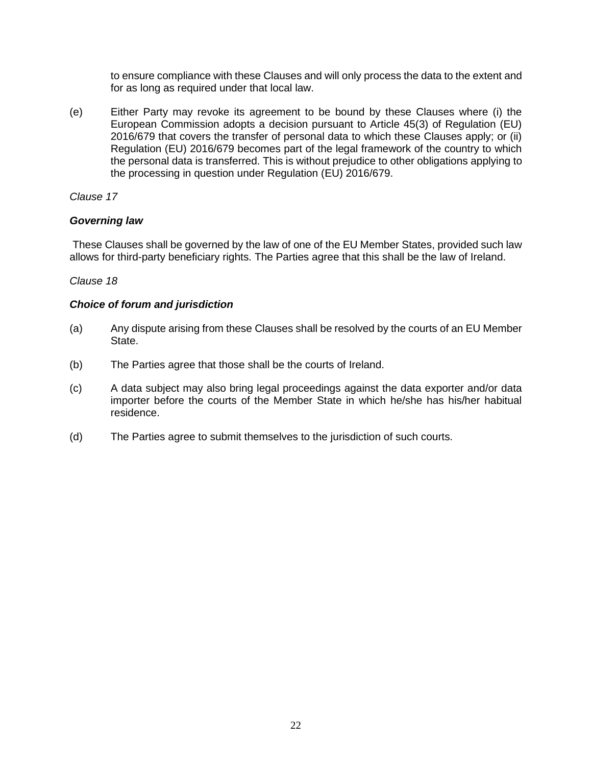to ensure compliance with these Clauses and will only process the data to the extent and for as long as required under that local law.

(e) Either Party may revoke its agreement to be bound by these Clauses where (i) the European Commission adopts a decision pursuant to Article 45(3) of Regulation (EU) 2016/679 that covers the transfer of personal data to which these Clauses apply; or (ii) Regulation (EU) 2016/679 becomes part of the legal framework of the country to which the personal data is transferred. This is without prejudice to other obligations applying to the processing in question under Regulation (EU) 2016/679.

*Clause 17*

***Governing law***

These Clauses shall be governed by the law of one of the EU Member States, provided such law allows for third-party beneficiary rights. The Parties agree that this shall be the law of Ireland.

*Clause 18*

***Choice of forum and jurisdiction***

(a) Any dispute arising from these Clauses shall be resolved by the courts of an EU Member State.

(b) The Parties agree that those shall be the courts of Ireland.

(c) A data subject may also bring legal proceedings against the data exporter and/or data importer before the courts of the Member State in which he/she has his/her habitual residence.

(d) The Parties agree to submit themselves to the jurisdiction of such courts.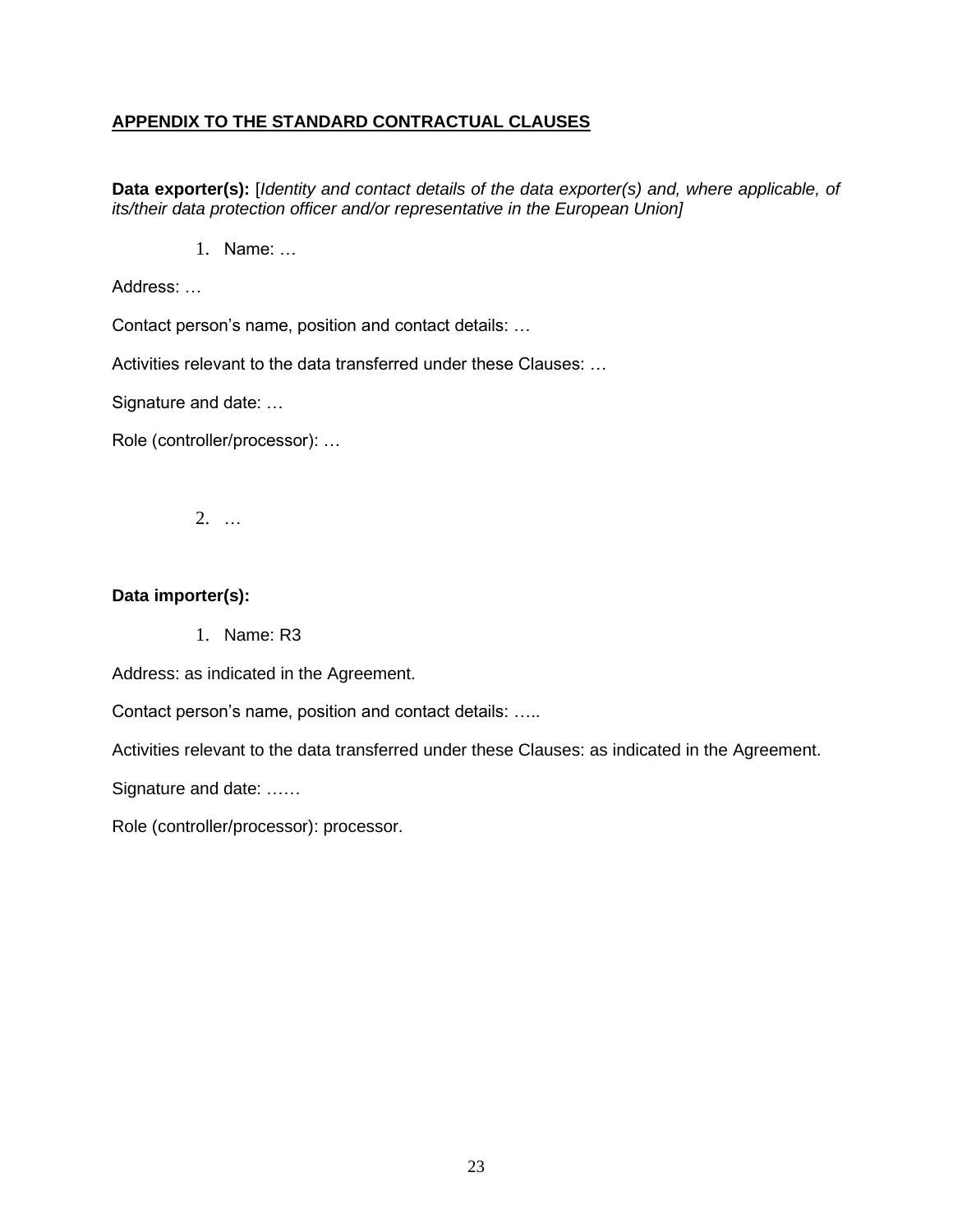**APPENDIX TO THE STANDARD CONTRACTUAL CLAUSES**

**Data exporter(s):** [*Identity and contact details of the data exporter(s) and, where applicable, of its/their data protection officer and/or representative in the European Union]*

1. Name: …

Address: …

Contact person's name, position and contact details: …

Activities relevant to the data transferred under these Clauses: …

Signature and date: …

Role (controller/processor): …

2. …

**Data importer(s):**

1. Name: R3

Address: as indicated in the Agreement.

Contact person's name, position and contact details: …..

Activities relevant to the data transferred under these Clauses: as indicated in the Agreement.

Signature and date: ……

Role (controller/processor): processor.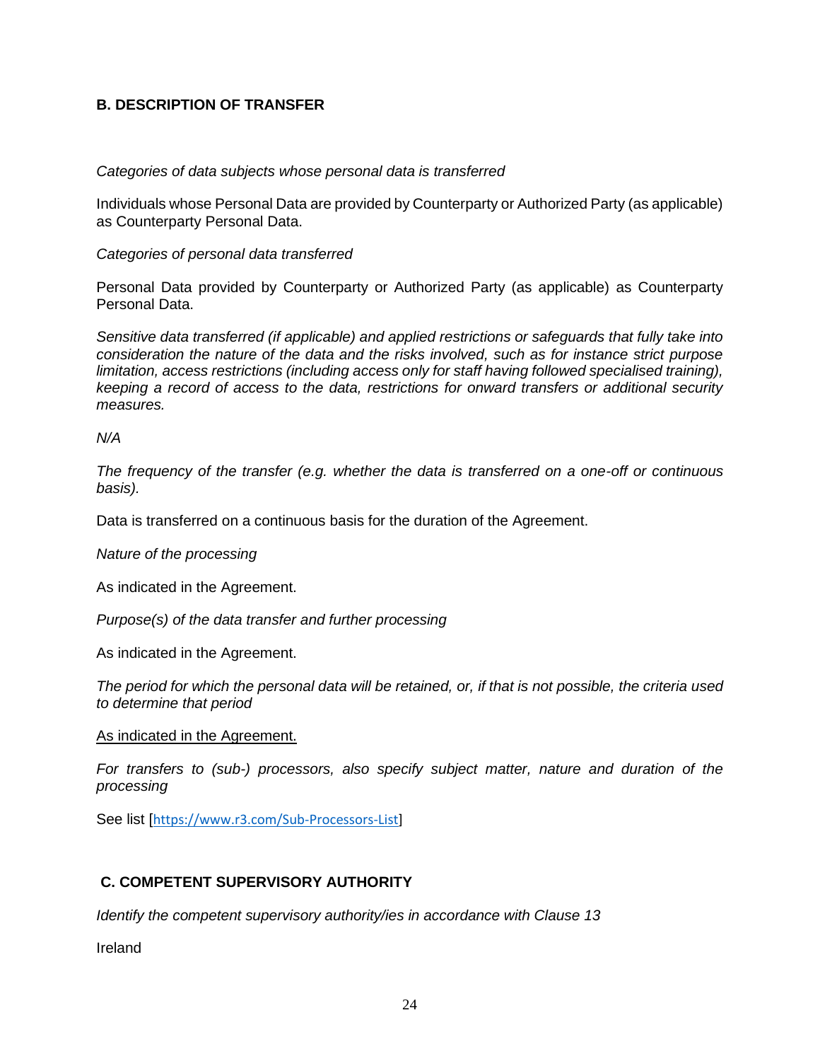## B. DESCRIPTION OF TRANSFER

*Categories of data subjects whose personal data is transferred*

Individuals whose Personal Data are provided by Counterparty or Authorized Party (as applicable) as Counterparty Personal Data.

*Categories of personal data transferred*

Personal Data provided by Counterparty or Authorized Party (as applicable) as Counterparty Personal Data.

*Sensitive data transferred (if applicable) and applied restrictions or safeguards that fully take into consideration the nature of the data and the risks involved, such as for instance strict purpose limitation, access restrictions (including access only for staff having followed specialised training), keeping a record of access to the data, restrictions for onward transfers or additional security measures.*

*N/A*

*The frequency of the transfer (e.g. whether the data is transferred on a one-off or continuous basis).*

Data is transferred on a continuous basis for the duration of the Agreement.

*Nature of the processing*

As indicated in the Agreement.

*Purpose(s) of the data transfer and further processing*

As indicated in the Agreement.

*The period for which the personal data will be retained, or, if that is not possible, the criteria used to determine that period*

As indicated in the Agreement.

*For transfers to (sub-) processors, also specify subject matter, nature and duration of the processing*

See list [https://www.r3.com/Sub-Processors-List]

## C. COMPETENT SUPERVISORY AUTHORITY

*Identify the competent supervisory authority/ies in accordance with Clause 13*

Ireland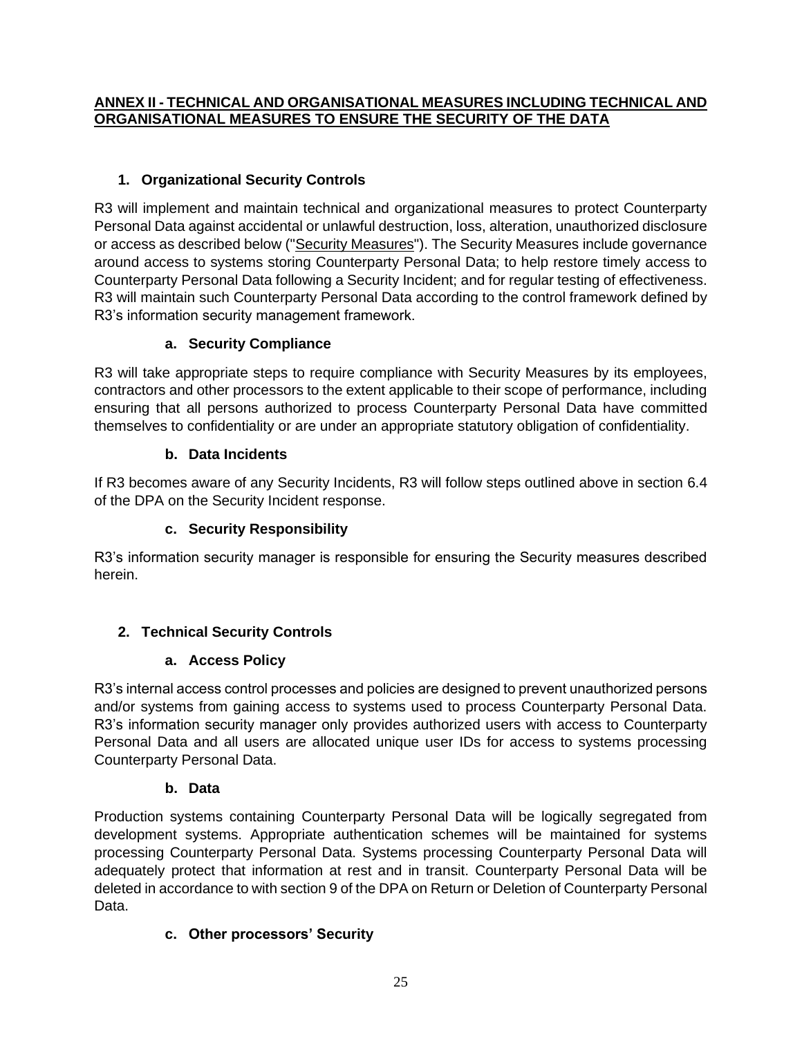## ANNEX II - TECHNICAL AND ORGANISATIONAL MEASURES INCLUDING TECHNICAL AND ORGANISATIONAL MEASURES TO ENSURE THE SECURITY OF THE DATA

### 1. Organizational Security Controls

R3 will implement and maintain technical and organizational measures to protect Counterparty Personal Data against accidental or unlawful destruction, loss, alteration, unauthorized disclosure or access as described below ("Security Measures"). The Security Measures include governance around access to systems storing Counterparty Personal Data; to help restore timely access to Counterparty Personal Data following a Security Incident; and for regular testing of effectiveness. R3 will maintain such Counterparty Personal Data according to the control framework defined by R3's information security management framework.

#### a. Security Compliance

R3 will take appropriate steps to require compliance with Security Measures by its employees, contractors and other processors to the extent applicable to their scope of performance, including ensuring that all persons authorized to process Counterparty Personal Data have committed themselves to confidentiality or are under an appropriate statutory obligation of confidentiality.

#### b. Data Incidents

If R3 becomes aware of any Security Incidents, R3 will follow steps outlined above in section 6.4 of the DPA on the Security Incident response.

#### c. Security Responsibility

R3's information security manager is responsible for ensuring the Security measures described herein.

### 2. Technical Security Controls

#### a. Access Policy

R3's internal access control processes and policies are designed to prevent unauthorized persons and/or systems from gaining access to systems used to process Counterparty Personal Data. R3's information security manager only provides authorized users with access to Counterparty Personal Data and all users are allocated unique user IDs for access to systems processing Counterparty Personal Data.

#### b. Data

Production systems containing Counterparty Personal Data will be logically segregated from development systems. Appropriate authentication schemes will be maintained for systems processing Counterparty Personal Data. Systems processing Counterparty Personal Data will adequately protect that information at rest and in transit. Counterparty Personal Data will be deleted in accordance to with section 9 of the DPA on Return or Deletion of Counterparty Personal Data.

#### c. Other processors' Security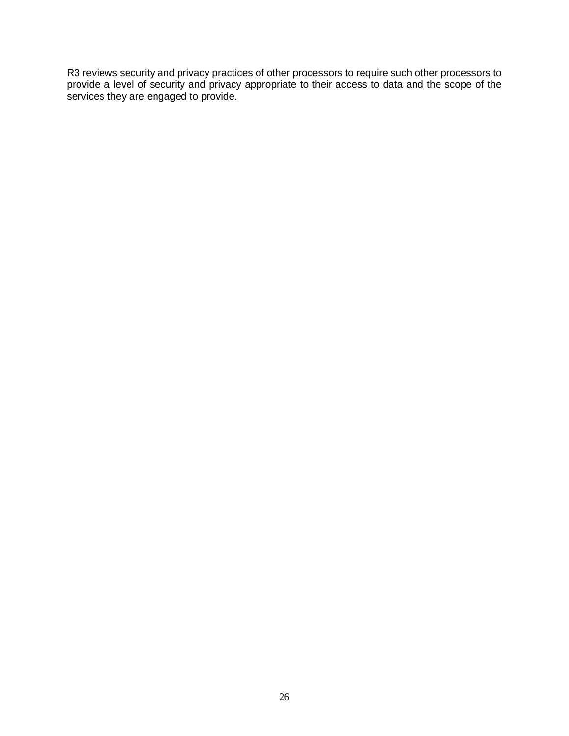R3 reviews security and privacy practices of other processors to require such other processors to provide a level of security and privacy appropriate to their access to data and the scope of the services they are engaged to provide.